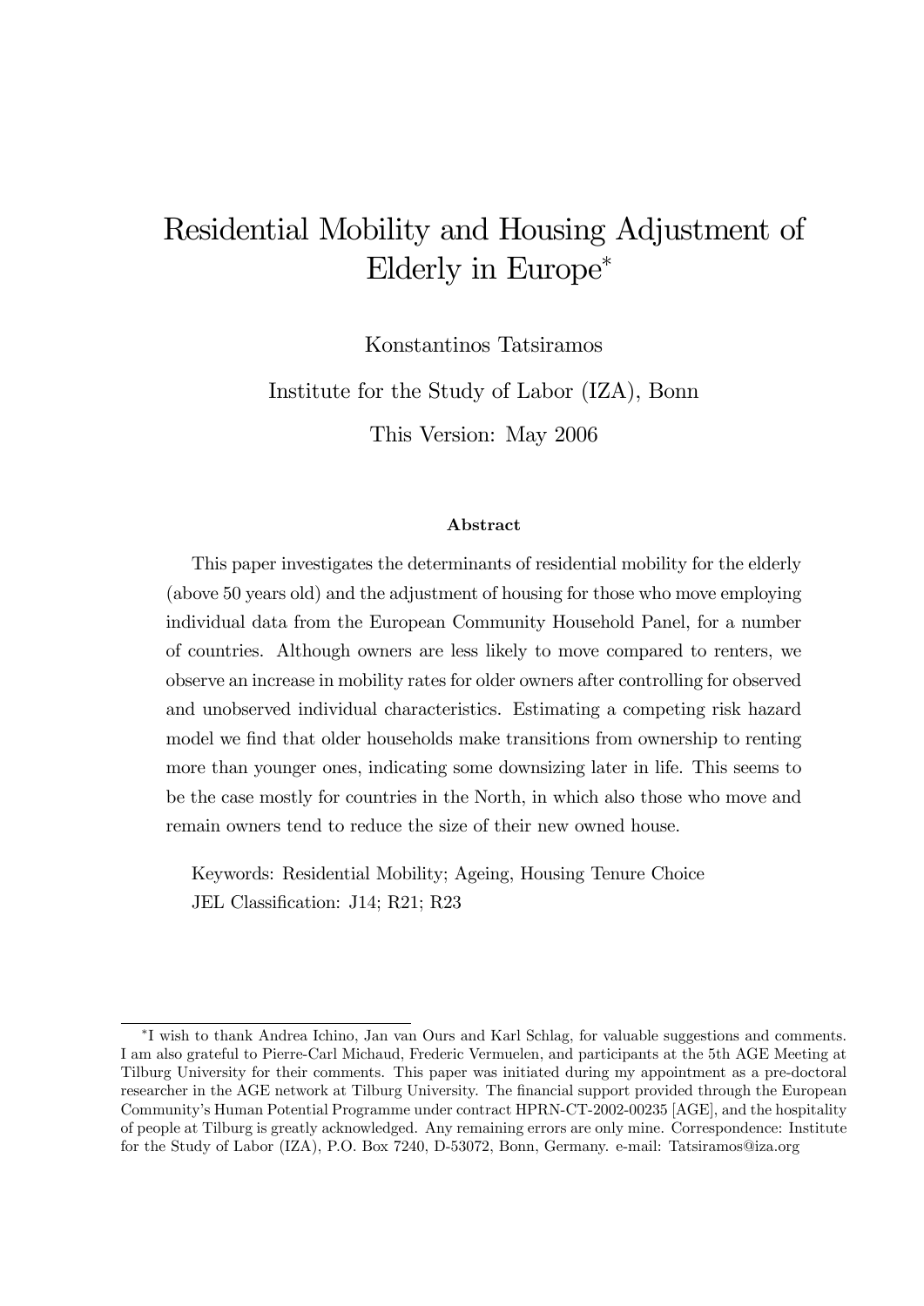# Residential Mobility and Housing Adjustment of Elderly in Europe*

Konstantinos Tatsiramos

Institute for the Study of Labor (IZA), Bonn

This Version: May 2006

### Abstract

This paper investigates the determinants of residential mobility for the elderly (above 50 years old) and the adjustment of housing for those who move employing individual data from the European Community Household Panel, for a number of countries. Although owners are less likely to move compared to renters, we observe an increase in mobility rates for older owners after controlling for observed and unobserved individual characteristics. Estimating a competing risk hazard model we find that older households make transitions from ownership to renting more than younger ones, indicating some downsizing later in life. This seems to be the case mostly for countries in the North, in which also those who move and remain owners tend to reduce the size of their new owned house.

Keywords: Residential Mobility; Ageing, Housing Tenure Choice

JEL Classification: J14; R21; R23

---

*I wish to thank Andrea Ichino, Jan van Ours and Karl Schlag, for valuable suggestions and comments. I am also grateful to Pierre-Carl Michaud, Frederic Vermuelen, and participants at the 5th AGE Meeting at Tilburg University for their comments. This paper was initiated during my appointment as a pre-doctoral researcher in the AGE network at Tilburg University. The financial support provided through the European Community's Human Potential Programme under contract HPRN-CT-2002-00235 [AGE], and the hospitality of people at Tilburg is greatly acknowledged. Any remaining errors are only mine. Correspondence: Institute for the Study of Labor (IZA), P.O. Box 7240, D-53072, Bonn, Germany. e-mail: Tatsiramos@iza.org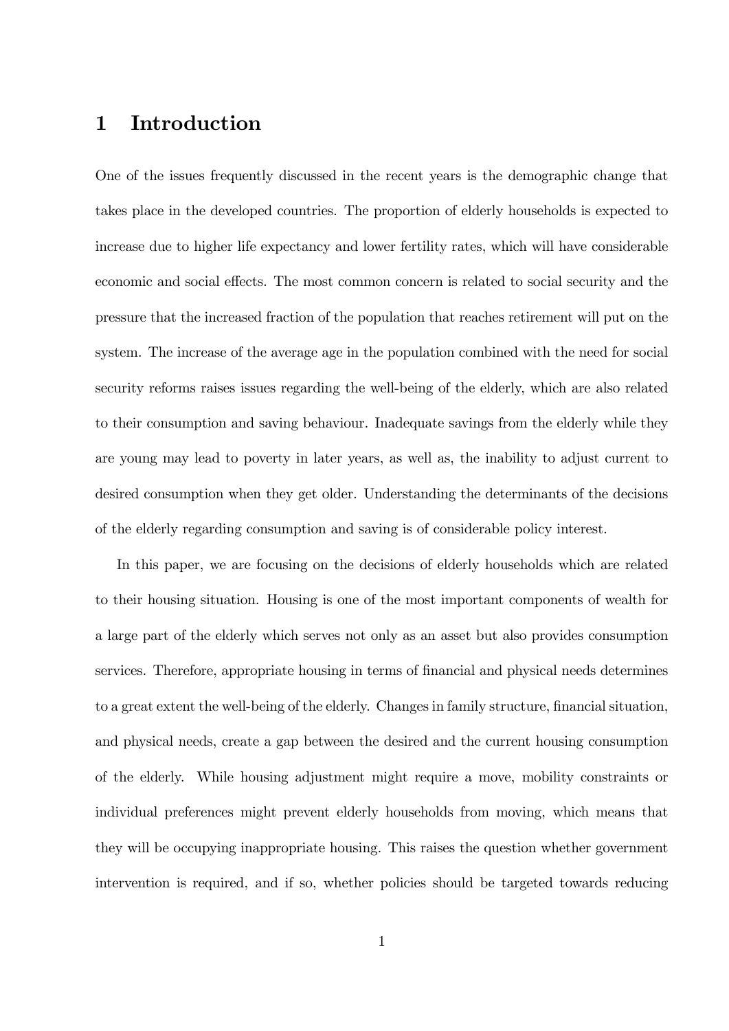# 1 Introduction

One of the issues frequently discussed in the recent years is the demographic change that takes place in the developed countries. The proportion of elderly households is expected to increase due to higher life expectancy and lower fertility rates, which will have considerable economic and social effects. The most common concern is related to social security and the pressure that the increased fraction of the population that reaches retirement will put on the system. The increase of the average age in the population combined with the need for social security reforms raises issues regarding the well-being of the elderly, which are also related to their consumption and saving behaviour. Inadequate savings from the elderly while they are young may lead to poverty in later years, as well as, the inability to adjust current to desired consumption when they get older. Understanding the determinants of the decisions of the elderly regarding consumption and saving is of considerable policy interest.

In this paper, we are focusing on the decisions of elderly households which are related to their housing situation. Housing is one of the most important components of wealth for a large part of the elderly which serves not only as an asset but also provides consumption services. Therefore, appropriate housing in terms of financial and physical needs determines to a great extent the well-being of the elderly. Changes in family structure, financial situation, and physical needs, create a gap between the desired and the current housing consumption of the elderly. While housing adjustment might require a move, mobility constraints or individual preferences might prevent elderly households from moving, which means that they will be occupying inappropriate housing. This raises the question whether government intervention is required, and if so, whether policies should be targeted towards reducing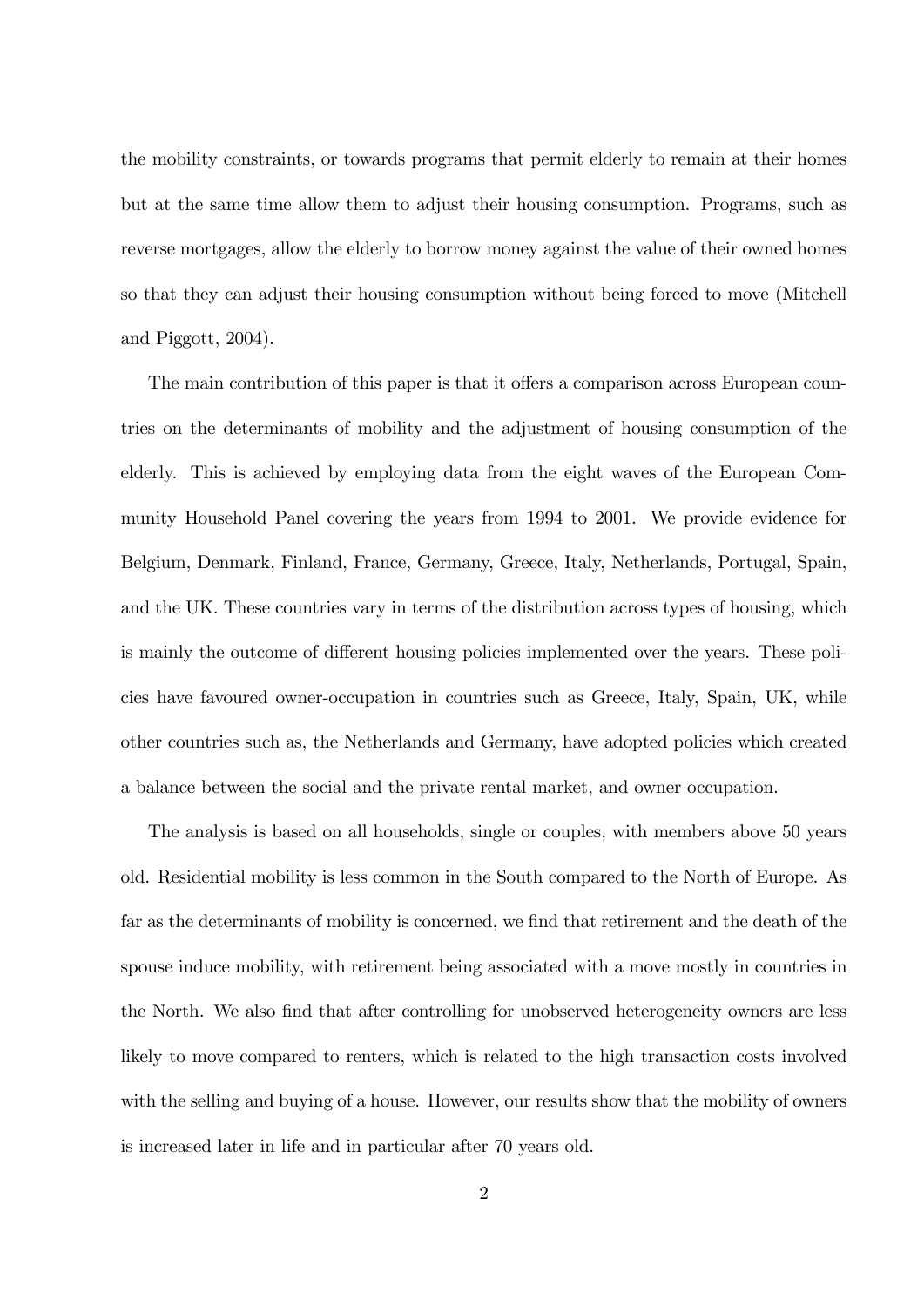the mobility constraints, or towards programs that permit elderly to remain at their homes but at the same time allow them to adjust their housing consumption. Programs, such as reverse mortgages, allow the elderly to borrow money against the value of their owned homes so that they can adjust their housing consumption without being forced to move (Mitchell and Piggott, 2004).

The main contribution of this paper is that it offers a comparison across European countries on the determinants of mobility and the adjustment of housing consumption of the elderly. This is achieved by employing data from the eight waves of the European Community Household Panel covering the years from 1994 to 2001. We provide evidence for Belgium, Denmark, Finland, France, Germany, Greece, Italy, Netherlands, Portugal, Spain, and the UK. These countries vary in terms of the distribution across types of housing, which is mainly the outcome of different housing policies implemented over the years. These policies have favoured owner-occupation in countries such as Greece, Italy, Spain, UK, while other countries such as, the Netherlands and Germany, have adopted policies which created a balance between the social and the private rental market, and owner occupation.

The analysis is based on all households, single or couples, with members above 50 years old. Residential mobility is less common in the South compared to the North of Europe. As far as the determinants of mobility is concerned, we find that retirement and the death of the spouse induce mobility, with retirement being associated with a move mostly in countries in the North. We also find that after controlling for unobserved heterogeneity owners are less likely to move compared to renters, which is related to the high transaction costs involved with the selling and buying of a house. However, our results show that the mobility of owners is increased later in life and in particular after 70 years old.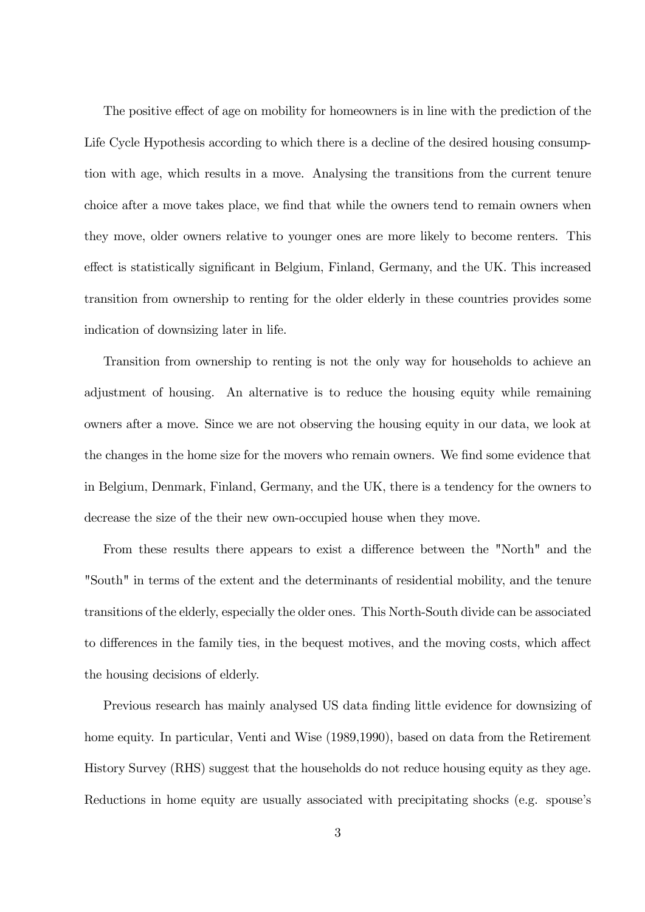The positive effect of age on mobility for homeowners is in line with the prediction of the Life Cycle Hypothesis according to which there is a decline of the desired housing consumption with age, which results in a move. Analysing the transitions from the current tenure choice after a move takes place, we find that while the owners tend to remain owners when they move, older owners relative to younger ones are more likely to become renters. This effect is statistically significant in Belgium, Finland, Germany, and the UK. This increased transition from ownership to renting for the older elderly in these countries provides some indication of downsizing later in life.

Transition from ownership to renting is not the only way for households to achieve an adjustment of housing. An alternative is to reduce the housing equity while remaining owners after a move. Since we are not observing the housing equity in our data, we look at the changes in the home size for the movers who remain owners. We find some evidence that in Belgium, Denmark, Finland, Germany, and the UK, there is a tendency for the owners to decrease the size of the their new own-occupied house when they move.

From these results there appears to exist a difference between the "North" and the "South" in terms of the extent and the determinants of residential mobility, and the tenure transitions of the elderly, especially the older ones. This North-South divide can be associated to differences in the family ties, in the bequest motives, and the moving costs, which affect the housing decisions of elderly.

Previous research has mainly analysed US data finding little evidence for downsizing of home equity. In particular, Venti and Wise (1989,1990), based on data from the Retirement History Survey (RHS) suggest that the households do not reduce housing equity as they age. Reductions in home equity are usually associated with precipitating shocks (e.g. spouse's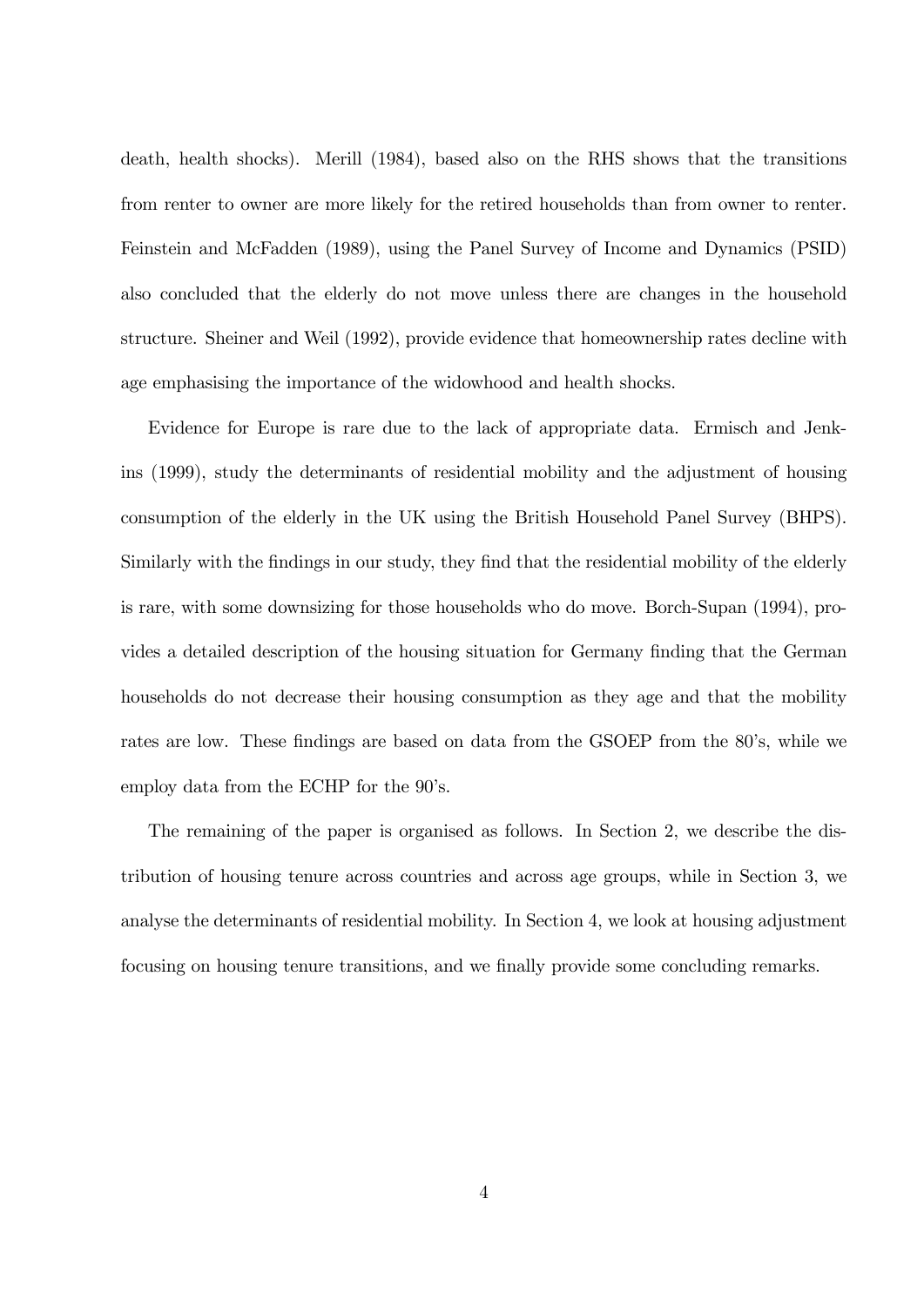death, health shocks). Merill (1984), based also on the RHS shows that the transitions from renter to owner are more likely for the retired households than from owner to renter. Feinstein and McFadden (1989), using the Panel Survey of Income and Dynamics (PSID) also concluded that the elderly do not move unless there are changes in the household structure. Sheiner and Weil (1992), provide evidence that homeownership rates decline with age emphasising the importance of the widowhood and health shocks.

Evidence for Europe is rare due to the lack of appropriate data. Ermisch and Jenkins (1999), study the determinants of residential mobility and the adjustment of housing consumption of the elderly in the UK using the British Household Panel Survey (BHPS). Similarly with the findings in our study, they find that the residential mobility of the elderly is rare, with some downsizing for those households who do move. Borch-Supan (1994), provides a detailed description of the housing situation for Germany finding that the German households do not decrease their housing consumption as they age and that the mobility rates are low. These findings are based on data from the GSOEP from the 80's, while we employ data from the ECHP for the 90's.

The remaining of the paper is organised as follows. In Section 2, we describe the distribution of housing tenure across countries and across age groups, while in Section 3, we analyse the determinants of residential mobility. In Section 4, we look at housing adjustment focusing on housing tenure transitions, and we finally provide some concluding remarks.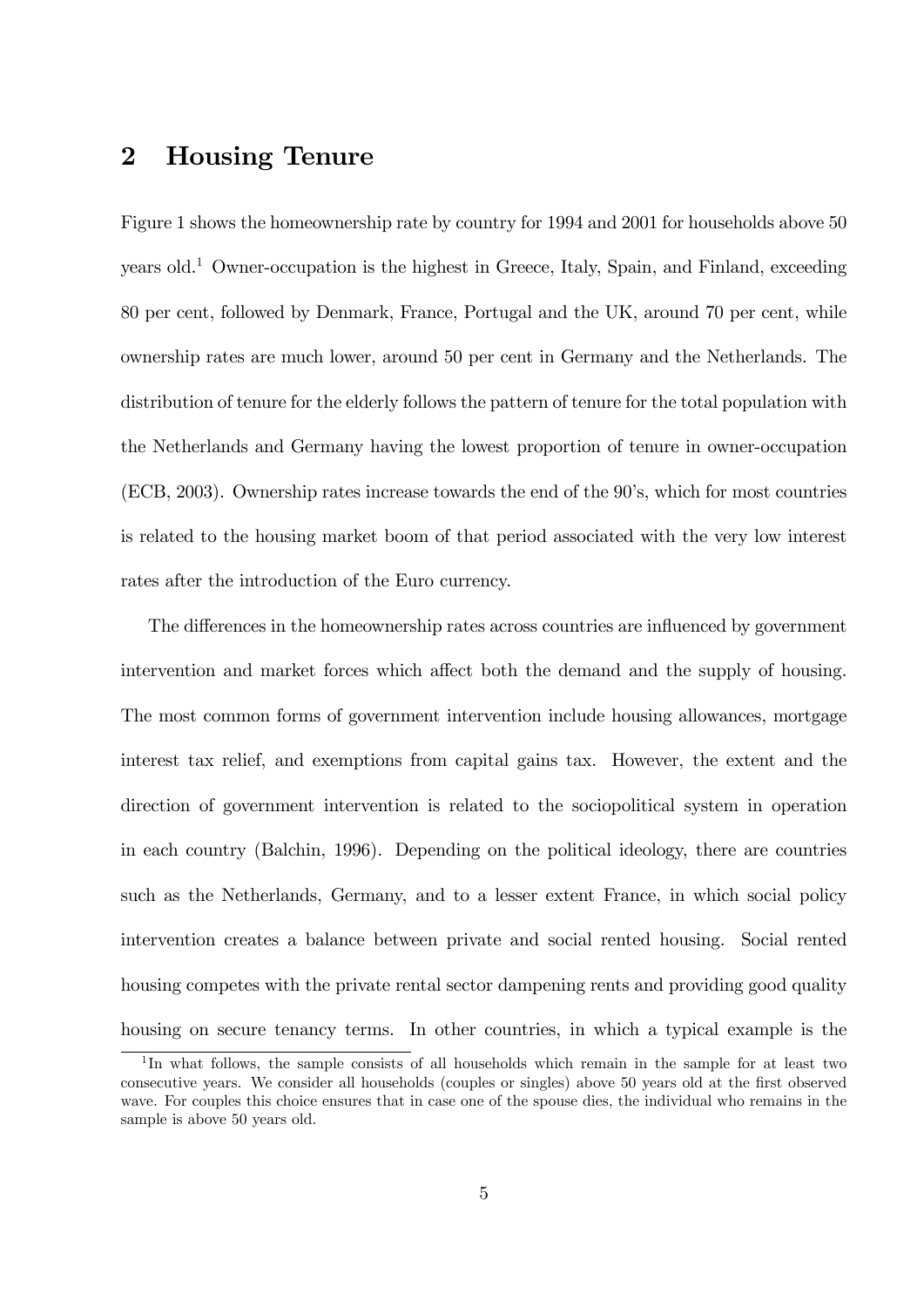## 2 Housing Tenure

Figure 1 shows the homeownership rate by country for 1994 and 2001 for households above 50 years old.[1] Owner-occupation is the highest in Greece, Italy, Spain, and Finland, exceeding 80 per cent, followed by Denmark, France, Portugal and the UK, around 70 per cent, while ownership rates are much lower, around 50 per cent in Germany and the Netherlands. The distribution of tenure for the elderly follows the pattern of tenure for the total population with the Netherlands and Germany having the lowest proportion of tenure in owner-occupation (ECB, 2003). Ownership rates increase towards the end of the 90's, which for most countries is related to the housing market boom of that period associated with the very low interest rates after the introduction of the Euro currency.

The differences in the homeownership rates across countries are influenced by government intervention and market forces which affect both the demand and the supply of housing. The most common forms of government intervention include housing allowances, mortgage interest tax relief, and exemptions from capital gains tax. However, the extent and the direction of government intervention is related to the sociopolitical system in operation in each country (Balchin, 1996). Depending on the political ideology, there are countries such as the Netherlands, Germany, and to a lesser extent France, in which social policy intervention creates a balance between private and social rented housing. Social rented housing competes with the private rental sector dampening rents and providing good quality housing on secure tenancy terms. In other countries, in which a typical example is the

[1] In what follows, the sample consists of all households which remain in the sample for at least two consecutive years. We consider all households (couples or singles) above 50 years old at the first observed wave. For couples this choice ensures that in case one of the spouse dies, the individual who remains in the sample is above 50 years old.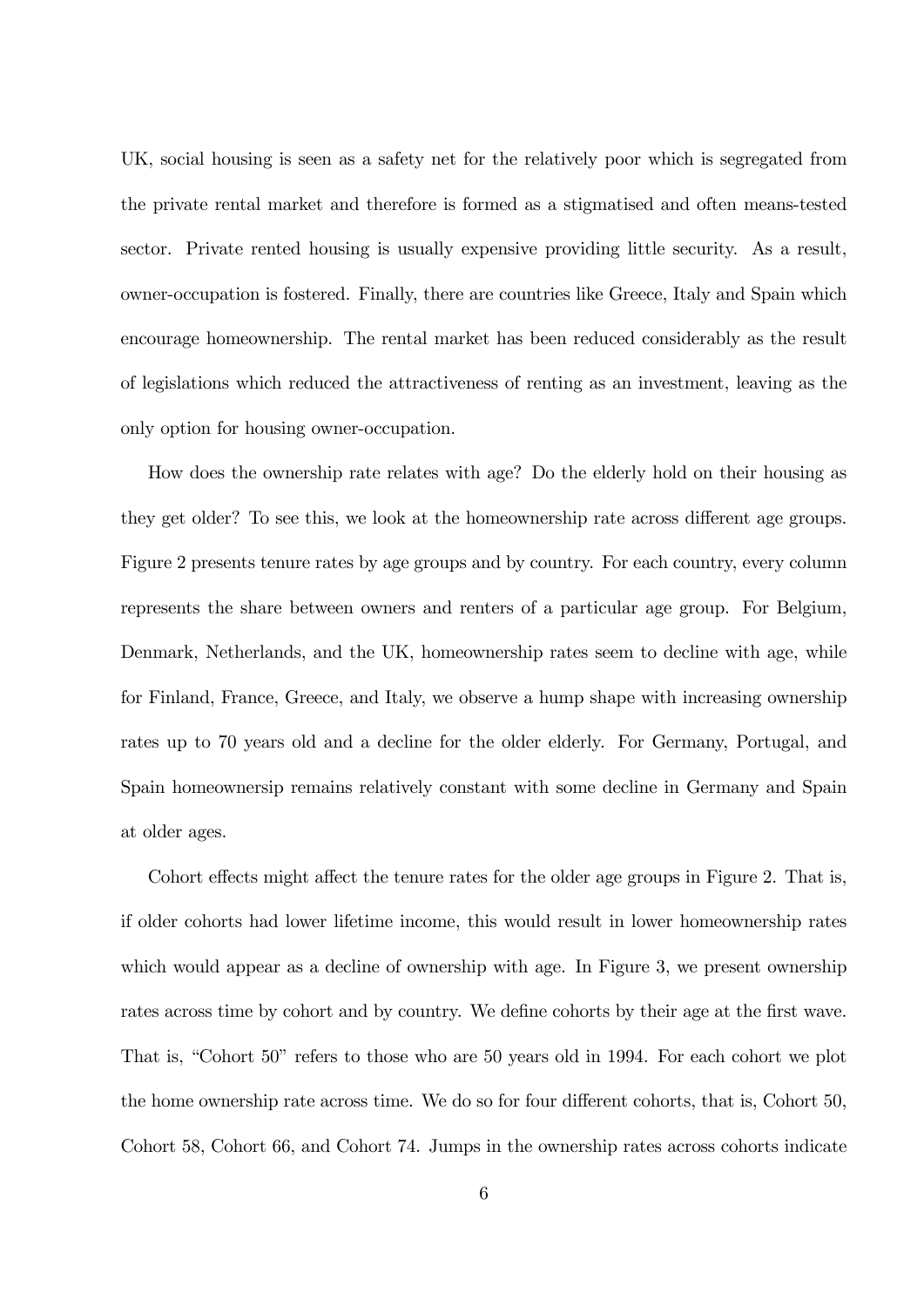UK, social housing is seen as a safety net for the relatively poor which is segregated from the private rental market and therefore is formed as a stigmatised and often means-tested sector. Private rented housing is usually expensive providing little security. As a result, owner-occupation is fostered. Finally, there are countries like Greece, Italy and Spain which encourage homeownership. The rental market has been reduced considerably as the result of legislations which reduced the attractiveness of renting as an investment, leaving as the only option for housing owner-occupation.

How does the ownership rate relates with age? Do the elderly hold on their housing as they get older? To see this, we look at the homeownership rate across different age groups. Figure 2 presents tenure rates by age groups and by country. For each country, every column represents the share between owners and renters of a particular age group. For Belgium, Denmark, Netherlands, and the UK, homeownership rates seem to decline with age, while for Finland, France, Greece, and Italy, we observe a hump shape with increasing ownership rates up to 70 years old and a decline for the older elderly. For Germany, Portugal, and Spain homeownersip remains relatively constant with some decline in Germany and Spain at older ages.

Cohort effects might affect the tenure rates for the older age groups in Figure 2. That is, if older cohorts had lower lifetime income, this would result in lower homeownership rates which would appear as a decline of ownership with age. In Figure 3, we present ownership rates across time by cohort and by country. We define cohorts by their age at the first wave. That is, "Cohort 50" refers to those who are 50 years old in 1994. For each cohort we plot the home ownership rate across time. We do so for four different cohorts, that is, Cohort 50, Cohort 58, Cohort 66, and Cohort 74. Jumps in the ownership rates across cohorts indicate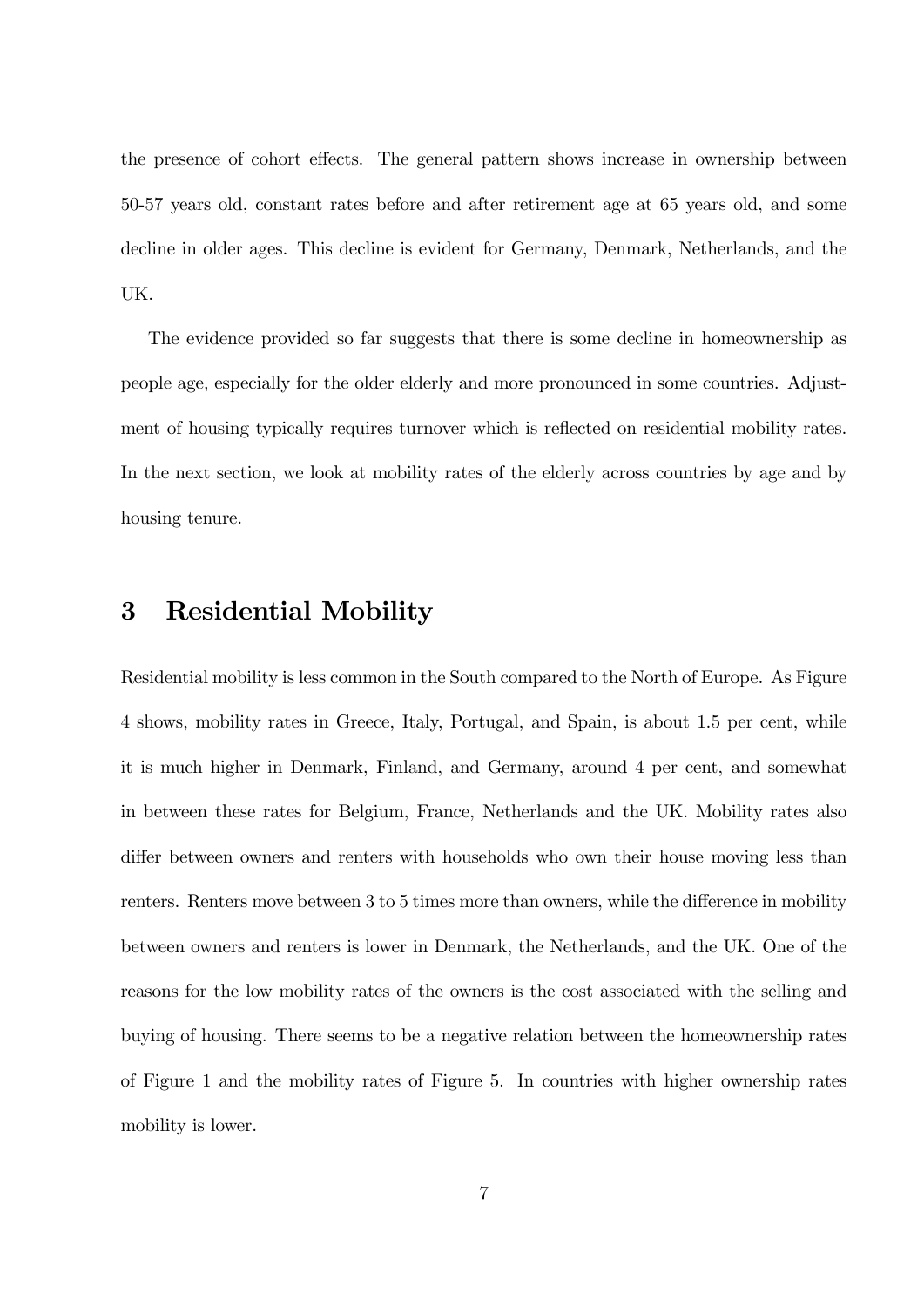the presence of cohort effects. The general pattern shows increase in ownership between 50-57 years old, constant rates before and after retirement age at 65 years old, and some decline in older ages. This decline is evident for Germany, Denmark, Netherlands, and the UK.

The evidence provided so far suggests that there is some decline in homeownership as people age, especially for the older elderly and more pronounced in some countries. Adjustment of housing typically requires turnover which is reflected on residential mobility rates. In the next section, we look at mobility rates of the elderly across countries by age and by housing tenure.

## 3 Residential Mobility

Residential mobility is less common in the South compared to the North of Europe. As Figure 4 shows, mobility rates in Greece, Italy, Portugal, and Spain, is about 1.5 per cent, while it is much higher in Denmark, Finland, and Germany, around 4 per cent, and somewhat in between these rates for Belgium, France, Netherlands and the UK. Mobility rates also differ between owners and renters with households who own their house moving less than renters. Renters move between 3 to 5 times more than owners, while the difference in mobility between owners and renters is lower in Denmark, the Netherlands, and the UK. One of the reasons for the low mobility rates of the owners is the cost associated with the selling and buying of housing. There seems to be a negative relation between the homeownership rates of Figure 1 and the mobility rates of Figure 5. In countries with higher ownership rates mobility is lower.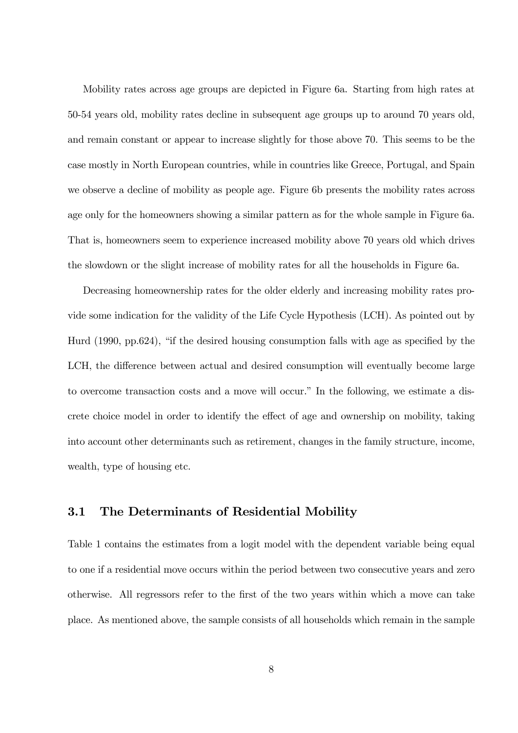Mobility rates across age groups are depicted in Figure 6a. Starting from high rates at 50-54 years old, mobility rates decline in subsequent age groups up to around 70 years old, and remain constant or appear to increase slightly for those above 70. This seems to be the case mostly in North European countries, while in countries like Greece, Portugal, and Spain we observe a decline of mobility as people age. Figure 6b presents the mobility rates across age only for the homeowners showing a similar pattern as for the whole sample in Figure 6a. That is, homeowners seem to experience increased mobility above 70 years old which drives the slowdown or the slight increase of mobility rates for all the households in Figure 6a.

Decreasing homeownership rates for the older elderly and increasing mobility rates provide some indication for the validity of the Life Cycle Hypothesis (LCH). As pointed out by Hurd (1990, pp.624), "if the desired housing consumption falls with age as specified by the LCH, the difference between actual and desired consumption will eventually become large to overcome transaction costs and a move will occur." In the following, we estimate a discrete choice model in order to identify the effect of age and ownership on mobility, taking into account other determinants such as retirement, changes in the family structure, income, wealth, type of housing etc.

### 3.1 The Determinants of Residential Mobility

Table 1 contains the estimates from a logit model with the dependent variable being equal to one if a residential move occurs within the period between two consecutive years and zero otherwise. All regressors refer to the first of the two years within which a move can take place. As mentioned above, the sample consists of all households which remain in the sample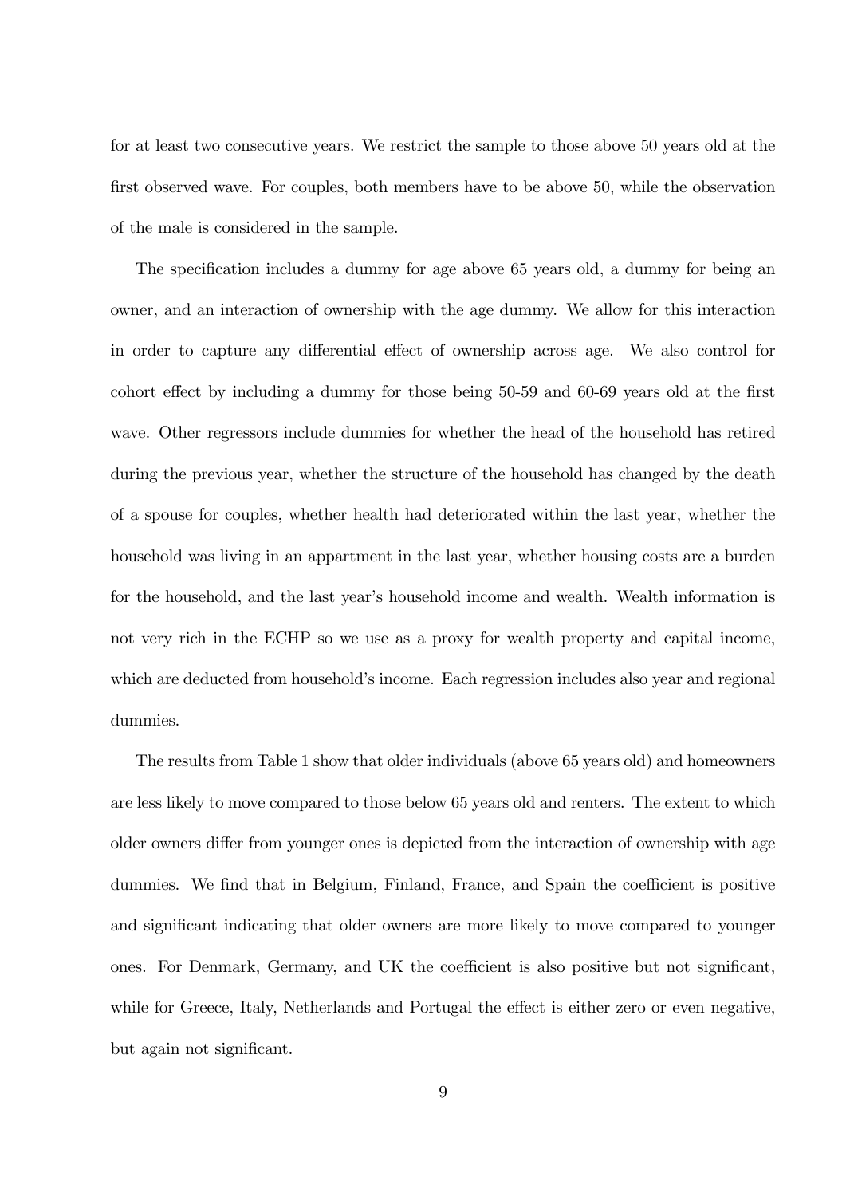for at least two consecutive years. We restrict the sample to those above 50 years old at the first observed wave. For couples, both members have to be above 50, while the observation of the male is considered in the sample.

The specification includes a dummy for age above 65 years old, a dummy for being an owner, and an interaction of ownership with the age dummy. We allow for this interaction in order to capture any differential effect of ownership across age. We also control for cohort effect by including a dummy for those being 50-59 and 60-69 years old at the first wave. Other regressors include dummies for whether the head of the household has retired during the previous year, whether the structure of the household has changed by the death of a spouse for couples, whether health had deteriorated within the last year, whether the household was living in an appartment in the last year, whether housing costs are a burden for the household, and the last year's household income and wealth. Wealth information is not very rich in the ECHP so we use as a proxy for wealth property and capital income, which are deducted from household's income. Each regression includes also year and regional dummies.

The results from Table 1 show that older individuals (above 65 years old) and homeowners are less likely to move compared to those below 65 years old and renters. The extent to which older owners differ from younger ones is depicted from the interaction of ownership with age dummies. We find that in Belgium, Finland, France, and Spain the coefficient is positive and significant indicating that older owners are more likely to move compared to younger ones. For Denmark, Germany, and UK the coefficient is also positive but not significant, while for Greece, Italy, Netherlands and Portugal the effect is either zero or even negative, but again not significant.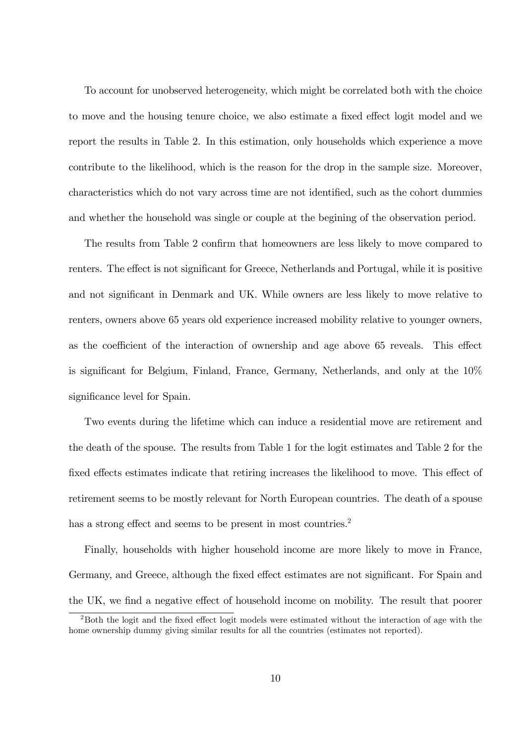To account for unobserved heterogeneity, which might be correlated both with the choice to move and the housing tenure choice, we also estimate a fixed effect logit model and we report the results in Table 2. In this estimation, only households which experience a move contribute to the likelihood, which is the reason for the drop in the sample size. Moreover, characteristics which do not vary across time are not identified, such as the cohort dummies and whether the household was single or couple at the begining of the observation period.

The results from Table 2 confirm that homeowners are less likely to move compared to renters. The effect is not significant for Greece, Netherlands and Portugal, while it is positive and not significant in Denmark and UK. While owners are less likely to move relative to renters, owners above 65 years old experience increased mobility relative to younger owners, as the coefficient of the interaction of ownership and age above 65 reveals. This effect is significant for Belgium, Finland, France, Germany, Netherlands, and only at the 10% significance level for Spain.

Two events during the lifetime which can induce a residential move are retirement and the death of the spouse. The results from Table 1 for the logit estimates and Table 2 for the fixed effects estimates indicate that retiring increases the likelihood to move. This effect of retirement seems to be mostly relevant for North European countries. The death of a spouse has a strong effect and seems to be present in most countries.[2]

Finally, households with higher household income are more likely to move in France, Germany, and Greece, although the fixed effect estimates are not significant. For Spain and the UK, we find a negative effect of household income on mobility. The result that poorer

[2] Both the logit and the fixed effect logit models were estimated without the interaction of age with the home ownership dummy giving similar results for all the countries (estimates not reported).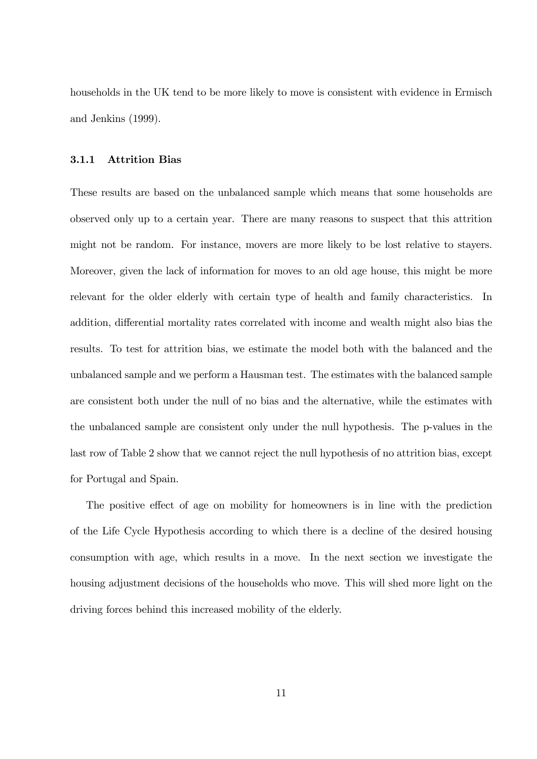households in the UK tend to be more likely to move is consistent with evidence in Ermisch and Jenkins (1999).

### 3.1.1 Attrition Bias

These results are based on the unbalanced sample which means that some households are observed only up to a certain year. There are many reasons to suspect that this attrition might not be random. For instance, movers are more likely to be lost relative to stayers. Moreover, given the lack of information for moves to an old age house, this might be more relevant for the older elderly with certain type of health and family characteristics. In addition, differential mortality rates correlated with income and wealth might also bias the results. To test for attrition bias, we estimate the model both with the balanced and the unbalanced sample and we perform a Hausman test. The estimates with the balanced sample are consistent both under the null of no bias and the alternative, while the estimates with the unbalanced sample are consistent only under the null hypothesis. The p-values in the last row of Table 2 show that we cannot reject the null hypothesis of no attrition bias, except for Portugal and Spain.

The positive effect of age on mobility for homeowners is in line with the prediction of the Life Cycle Hypothesis according to which there is a decline of the desired housing consumption with age, which results in a move. In the next section we investigate the housing adjustment decisions of the households who move. This will shed more light on the driving forces behind this increased mobility of the elderly.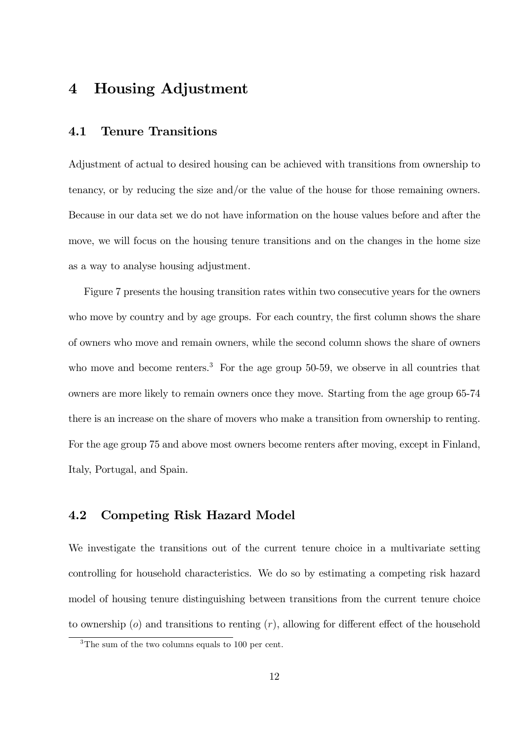# 4 Housing Adjustment

## 4.1 Tenure Transitions

Adjustment of actual to desired housing can be achieved with transitions from ownership to tenancy, or by reducing the size and/or the value of the house for those remaining owners. Because in our data set we do not have information on the house values before and after the move, we will focus on the housing tenure transitions and on the changes in the home size as a way to analyse housing adjustment.

Figure 7 presents the housing transition rates within two consecutive years for the owners who move by country and by age groups. For each country, the first column shows the share of owners who move and remain owners, while the second column shows the share of owners who move and become renters.[3] For the age group 50-59, we observe in all countries that owners are more likely to remain owners once they move. Starting from the age group 65-74 there is an increase on the share of movers who make a transition from ownership to renting. For the age group 75 and above most owners become renters after moving, except in Finland, Italy, Portugal, and Spain.

## 4.2 Competing Risk Hazard Model

We investigate the transitions out of the current tenure choice in a multivariate setting controlling for household characteristics. We do so by estimating a competing risk hazard model of housing tenure distinguishing between transitions from the current tenure choice to ownership ($o$) and transitions to renting ($r$), allowing for different effect of the household

[3] The sum of the two columns equals to 100 per cent.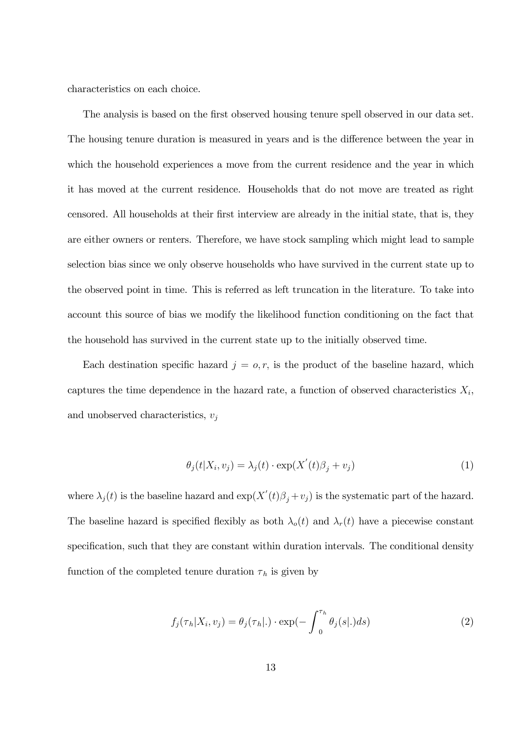characteristics on each choice.

The analysis is based on the first observed housing tenure spell observed in our data set. The housing tenure duration is measured in years and is the difference between the year in which the household experiences a move from the current residence and the year in which it has moved at the current residence. Households that do not move are treated as right censored. All households at their first interview are already in the initial state, that is, they are either owners or renters. Therefore, we have stock sampling which might lead to sample selection bias since we only observe households who have survived in the current state up to the observed point in time. This is referred as left truncation in the literature. To take into account this source of bias we modify the likelihood function conditioning on the fact that the household has survived in the current state up to the initially observed time.

Each destination specific hazard $j = o, r$, is the product of the baseline hazard, which captures the time dependence in the hazard rate, a function of observed characteristics $X_i$, and unobserved characteristics, $v_j$

$$\theta_j(t|X_i, v_j) = \lambda_j(t) \cdot \exp(X^{'}(t)\beta_j + v_j) \tag{1}$$

where $\lambda_j(t)$ is the baseline hazard and $\exp(X^{'}(t)\beta_j + v_j)$ is the systematic part of the hazard. The baseline hazard is specified flexibly as both $\lambda_o(t)$ and $\lambda_r(t)$ have a piecewise constant specification, such that they are constant within duration intervals. The conditional density function of the completed tenure duration $\tau_h$ is given by

$$f_j(\tau_h|X_i, v_j) = \theta_j(\tau_h|.) \cdot \exp(-\int_0^{\tau_h} \theta_j(s|.)ds) \tag{2}$$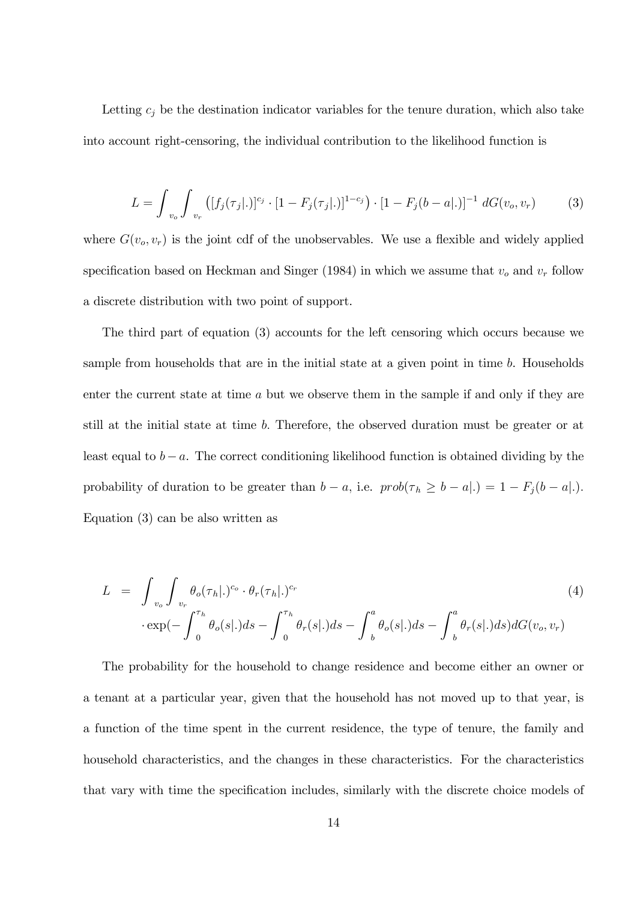Letting $c_j$ be the destination indicator variables for the tenure duration, which also take into account right-censoring, the individual contribution to the likelihood function is

$$L = \int_{v_o} \int_{v_r} \left( [f_j(\tau_j|.)]^{c_j} \cdot [1 - F_j(\tau_j|.)]^{1-c_j} \right) \cdot [1 - F_j(b-a|.)]^{-1} \, dG(v_o, v_r) \tag{3}$$

where $G(v_o, v_r)$ is the joint cdf of the unobservables. We use a flexible and widely applied specification based on Heckman and Singer (1984) in which we assume that $v_o$ and $v_r$ follow a discrete distribution with two point of support.

The third part of equation (3) accounts for the left censoring which occurs because we sample from households that are in the initial state at a given point in time $b$. Households enter the current state at time $a$ but we observe them in the sample if and only if they are still at the initial state at time $b$. Therefore, the observed duration must be greater or at least equal to $b-a$. The correct conditioning likelihood function is obtained dividing by the probability of duration to be greater than $b-a$, i.e. $prob(\tau_h \geq b-a|.) = 1 - F_j(b-a|.)$. Equation (3) can be also written as

$$\begin{aligned} L \;=\; & \int_{v_o} \int_{v_r} \theta_o(\tau_h|.)^{c_o} \cdot \theta_r(\tau_h|.)^{c_r} \\ & \cdot \exp\left(-\int_0^{\tau_h} \theta_o(s|.)ds - \int_0^{\tau_h} \theta_r(s|.)ds - \int_b^{a} \theta_o(s|.)ds - \int_b^{a} \theta_r(s|.)ds\right) dG(v_o, v_r) \end{aligned} \tag{4}$$

The probability for the household to change residence and become either an owner or a tenant at a particular year, given that the household has not moved up to that year, is a function of the time spent in the current residence, the type of tenure, the family and household characteristics, and the changes in these characteristics. For the characteristics that vary with time the specification includes, similarly with the discrete choice models of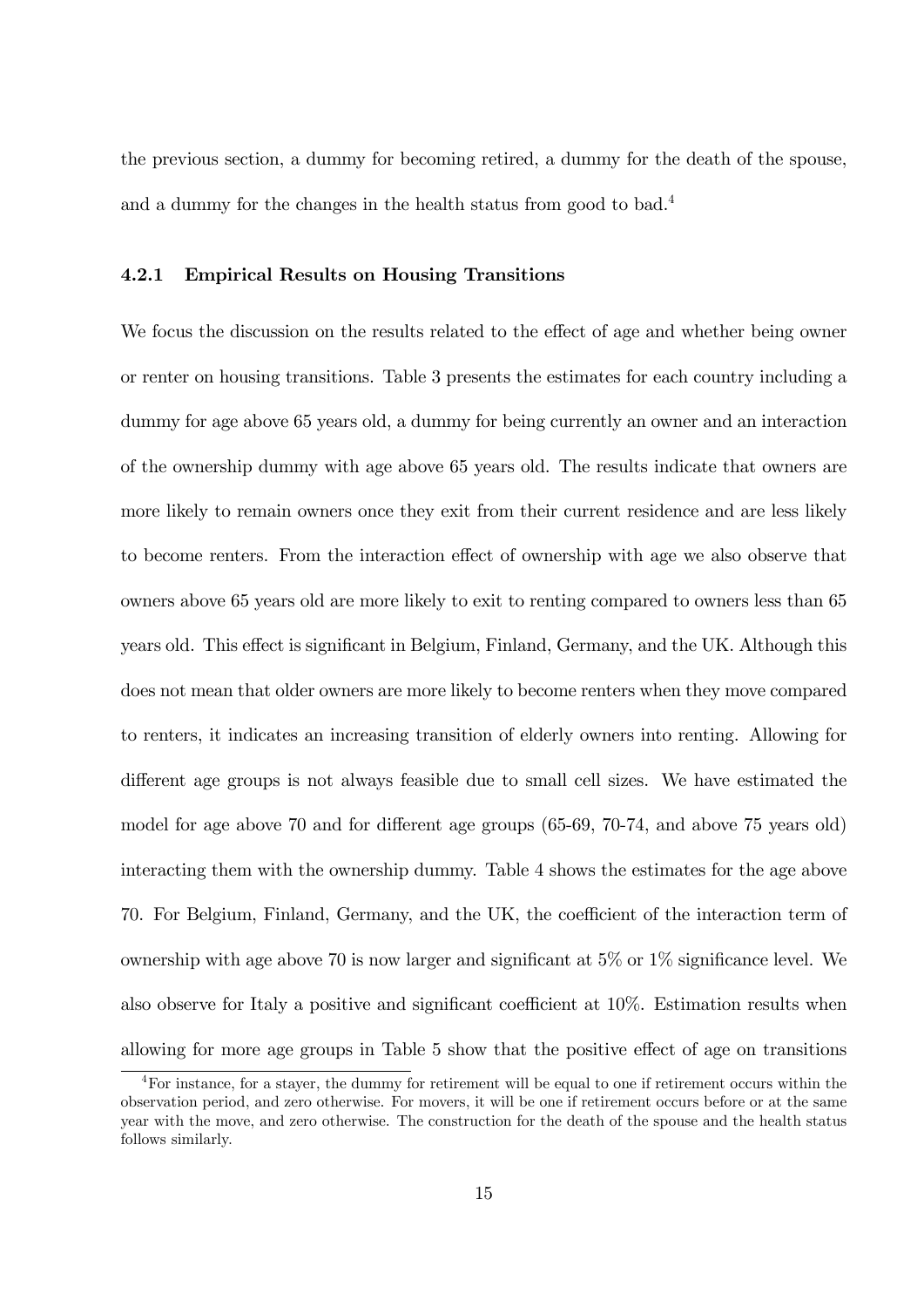the previous section, a dummy for becoming retired, a dummy for the death of the spouse, and a dummy for the changes in the health status from good to bad.[4]

### 4.2.1 Empirical Results on Housing Transitions

We focus the discussion on the results related to the effect of age and whether being owner or renter on housing transitions. Table 3 presents the estimates for each country including a dummy for age above 65 years old, a dummy for being currently an owner and an interaction of the ownership dummy with age above 65 years old. The results indicate that owners are more likely to remain owners once they exit from their current residence and are less likely to become renters. From the interaction effect of ownership with age we also observe that owners above 65 years old are more likely to exit to renting compared to owners less than 65 years old. This effect is significant in Belgium, Finland, Germany, and the UK. Although this does not mean that older owners are more likely to become renters when they move compared to renters, it indicates an increasing transition of elderly owners into renting. Allowing for different age groups is not always feasible due to small cell sizes. We have estimated the model for age above 70 and for different age groups (65-69, 70-74, and above 75 years old) interacting them with the ownership dummy. Table 4 shows the estimates for the age above 70. For Belgium, Finland, Germany, and the UK, the coefficient of the interaction term of ownership with age above 70 is now larger and significant at 5% or 1% significance level. We also observe for Italy a positive and significant coefficient at 10%. Estimation results when allowing for more age groups in Table 5 show that the positive effect of age on transitions

[4] For instance, for a stayer, the dummy for retirement will be equal to one if retirement occurs within the observation period, and zero otherwise. For movers, it will be one if retirement occurs before or at the same year with the move, and zero otherwise. The construction for the death of the spouse and the health status follows similarly.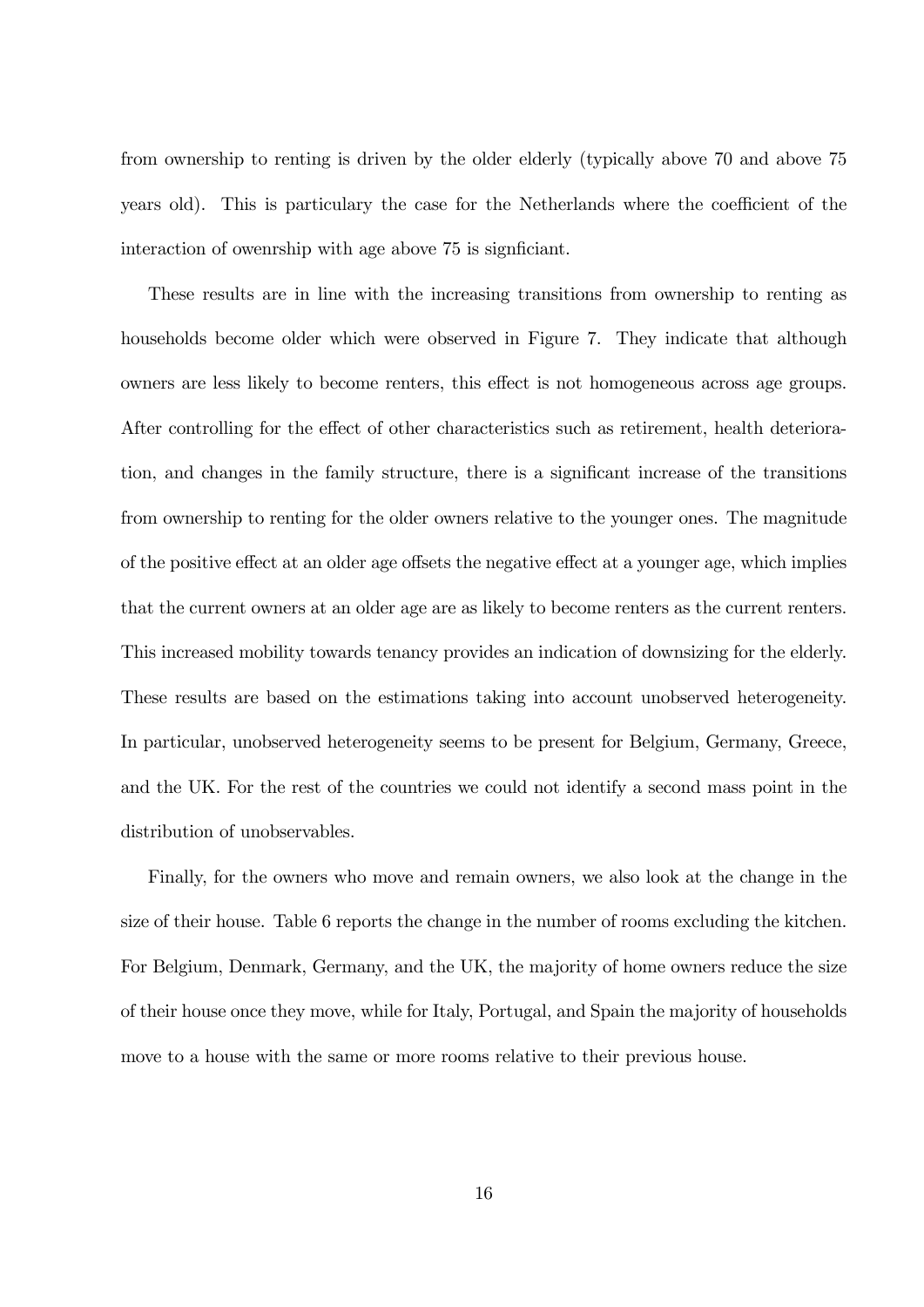from ownership to renting is driven by the older elderly (typically above 70 and above 75 years old). This is particulary the case for the Netherlands where the coefficient of the interaction of owenrship with age above 75 is signficiant.

These results are in line with the increasing transitions from ownership to renting as households become older which were observed in Figure 7. They indicate that although owners are less likely to become renters, this effect is not homogeneous across age groups. After controlling for the effect of other characteristics such as retirement, health deterioration, and changes in the family structure, there is a significant increase of the transitions from ownership to renting for the older owners relative to the younger ones. The magnitude of the positive effect at an older age offsets the negative effect at a younger age, which implies that the current owners at an older age are as likely to become renters as the current renters. This increased mobility towards tenancy provides an indication of downsizing for the elderly. These results are based on the estimations taking into account unobserved heterogeneity. In particular, unobserved heterogeneity seems to be present for Belgium, Germany, Greece, and the UK. For the rest of the countries we could not identify a second mass point in the distribution of unobservables.

Finally, for the owners who move and remain owners, we also look at the change in the size of their house. Table 6 reports the change in the number of rooms excluding the kitchen. For Belgium, Denmark, Germany, and the UK, the majority of home owners reduce the size of their house once they move, while for Italy, Portugal, and Spain the majority of households move to a house with the same or more rooms relative to their previous house.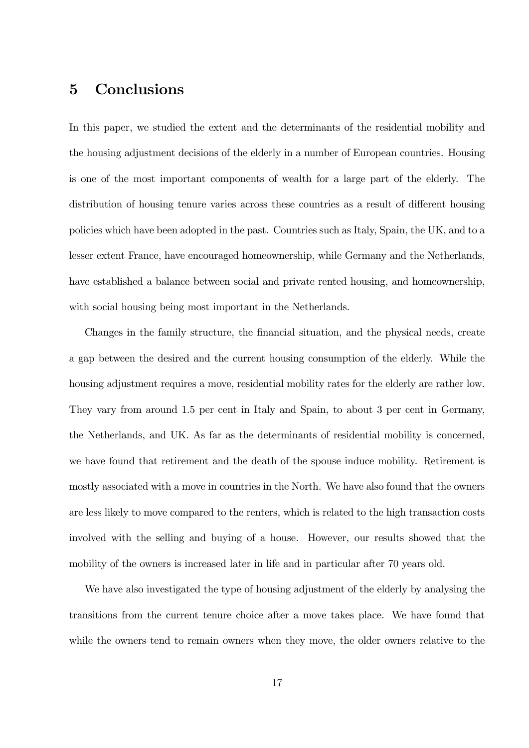## 5 Conclusions

In this paper, we studied the extent and the determinants of the residential mobility and the housing adjustment decisions of the elderly in a number of European countries. Housing is one of the most important components of wealth for a large part of the elderly. The distribution of housing tenure varies across these countries as a result of different housing policies which have been adopted in the past. Countries such as Italy, Spain, the UK, and to a lesser extent France, have encouraged homeownership, while Germany and the Netherlands, have established a balance between social and private rented housing, and homeownership, with social housing being most important in the Netherlands.

Changes in the family structure, the financial situation, and the physical needs, create a gap between the desired and the current housing consumption of the elderly. While the housing adjustment requires a move, residential mobility rates for the elderly are rather low. They vary from around 1.5 per cent in Italy and Spain, to about 3 per cent in Germany, the Netherlands, and UK. As far as the determinants of residential mobility is concerned, we have found that retirement and the death of the spouse induce mobility. Retirement is mostly associated with a move in countries in the North. We have also found that the owners are less likely to move compared to the renters, which is related to the high transaction costs involved with the selling and buying of a house. However, our results showed that the mobility of the owners is increased later in life and in particular after 70 years old.

We have also investigated the type of housing adjustment of the elderly by analysing the transitions from the current tenure choice after a move takes place. We have found that while the owners tend to remain owners when they move, the older owners relative to the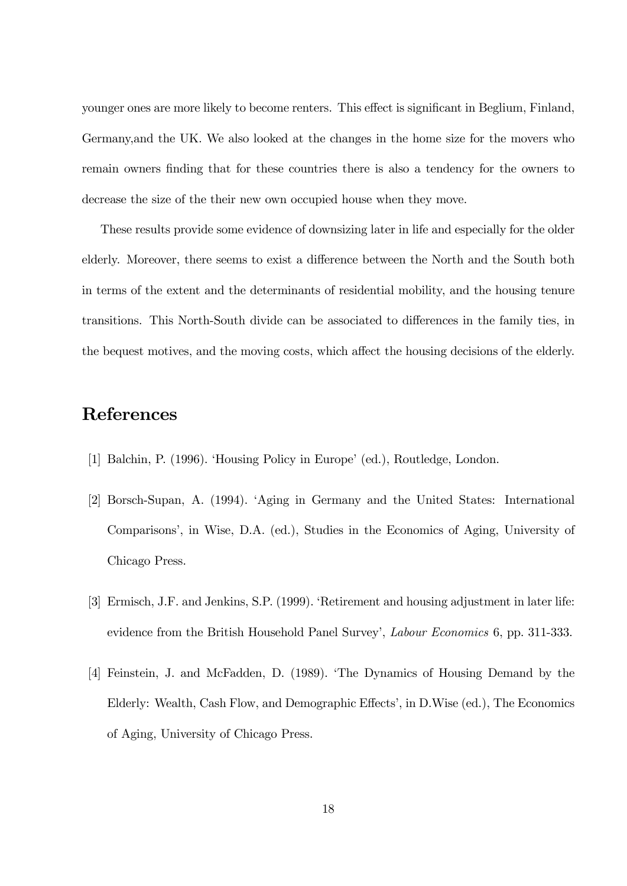younger ones are more likely to become renters. This effect is significant in Beglium, Finland, Germany,and the UK. We also looked at the changes in the home size for the movers who remain owners finding that for these countries there is also a tendency for the owners to decrease the size of the their new own occupied house when they move.

These results provide some evidence of downsizing later in life and especially for the older elderly. Moreover, there seems to exist a difference between the North and the South both in terms of the extent and the determinants of residential mobility, and the housing tenure transitions. This North-South divide can be associated to differences in the family ties, in the bequest motives, and the moving costs, which affect the housing decisions of the elderly.

# References

[1] Balchin, P. (1996). 'Housing Policy in Europe' (ed.), Routledge, London.

[2] Borsch-Supan, A. (1994). 'Aging in Germany and the United States: International Comparisons', in Wise, D.A. (ed.), Studies in the Economics of Aging, University of Chicago Press.

[3] Ermisch, J.F. and Jenkins, S.P. (1999). 'Retirement and housing adjustment in later life: evidence from the British Household Panel Survey', *Labour Economics* 6, pp. 311-333.

[4] Feinstein, J. and McFadden, D. (1989). 'The Dynamics of Housing Demand by the Elderly: Wealth, Cash Flow, and Demographic Effects', in D.Wise (ed.), The Economics of Aging, University of Chicago Press.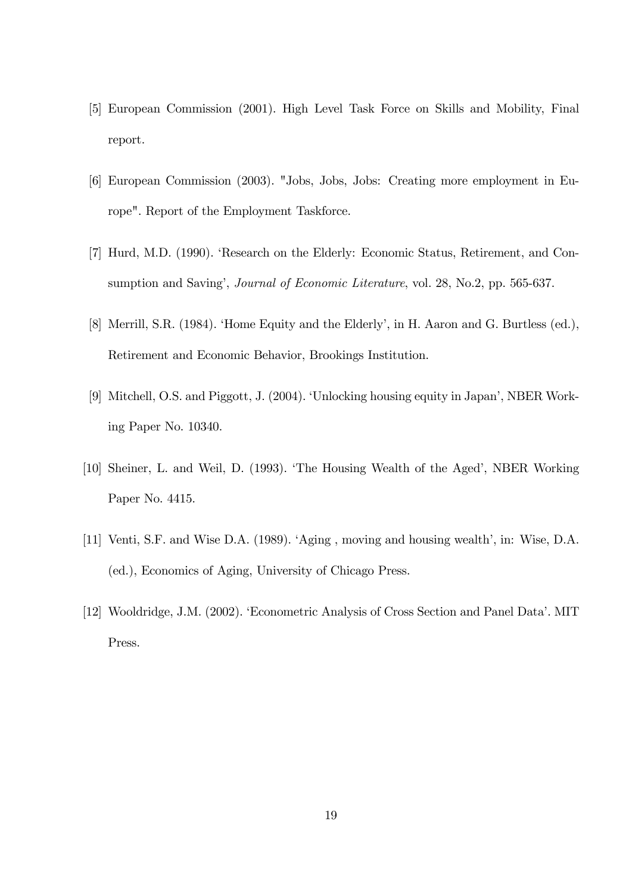[5] European Commission (2001). High Level Task Force on Skills and Mobility, Final report.

[6] European Commission (2003). "Jobs, Jobs, Jobs: Creating more employment in Europe". Report of the Employment Taskforce.

[7] Hurd, M.D. (1990). 'Research on the Elderly: Economic Status, Retirement, and Consumption and Saving', *Journal of Economic Literature*, vol. 28, No.2, pp. 565-637.

[8] Merrill, S.R. (1984). 'Home Equity and the Elderly', in H. Aaron and G. Burtless (ed.), Retirement and Economic Behavior, Brookings Institution.

[9] Mitchell, O.S. and Piggott, J. (2004). 'Unlocking housing equity in Japan', NBER Working Paper No. 10340.

[10] Sheiner, L. and Weil, D. (1993). 'The Housing Wealth of the Aged', NBER Working Paper No. 4415.

[11] Venti, S.F. and Wise D.A. (1989). 'Aging , moving and housing wealth', in: Wise, D.A. (ed.), Economics of Aging, University of Chicago Press.

[12] Wooldridge, J.M. (2002). 'Econometric Analysis of Cross Section and Panel Data'. MIT Press.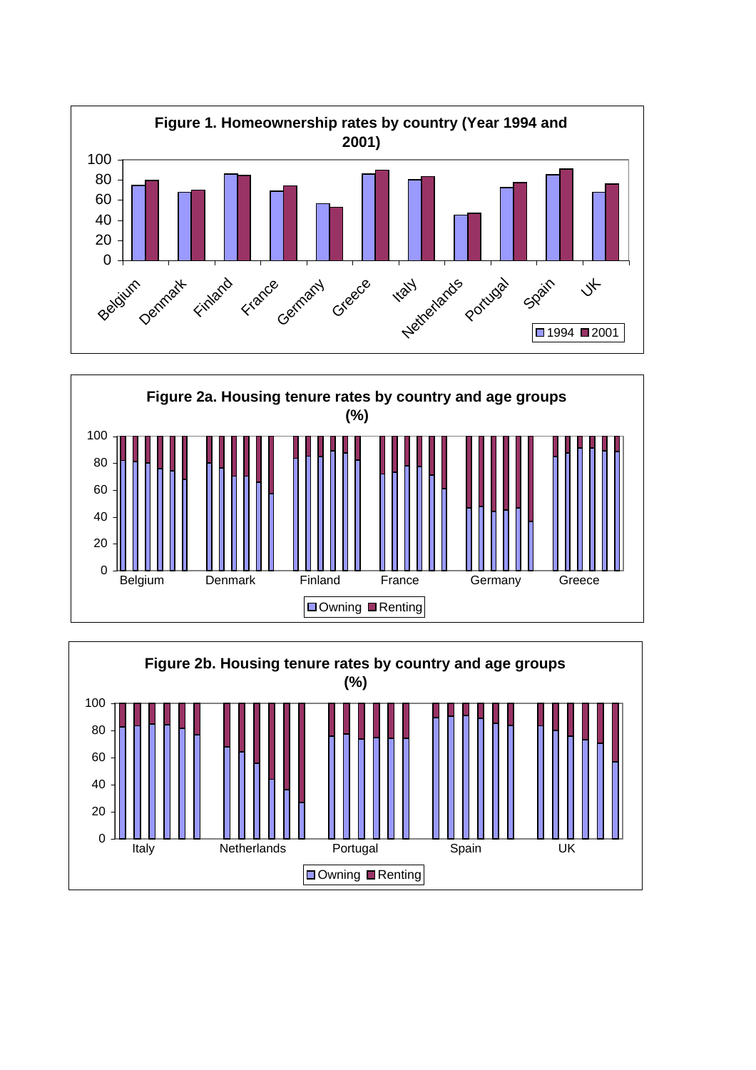**Figure 1. Homeownership rates by country (Year 1994 and 2001)**

**Figure 2a. Housing tenure rates by country and age groups (%)**

**Figure 2b. Housing tenure rates by country and age groups (%)**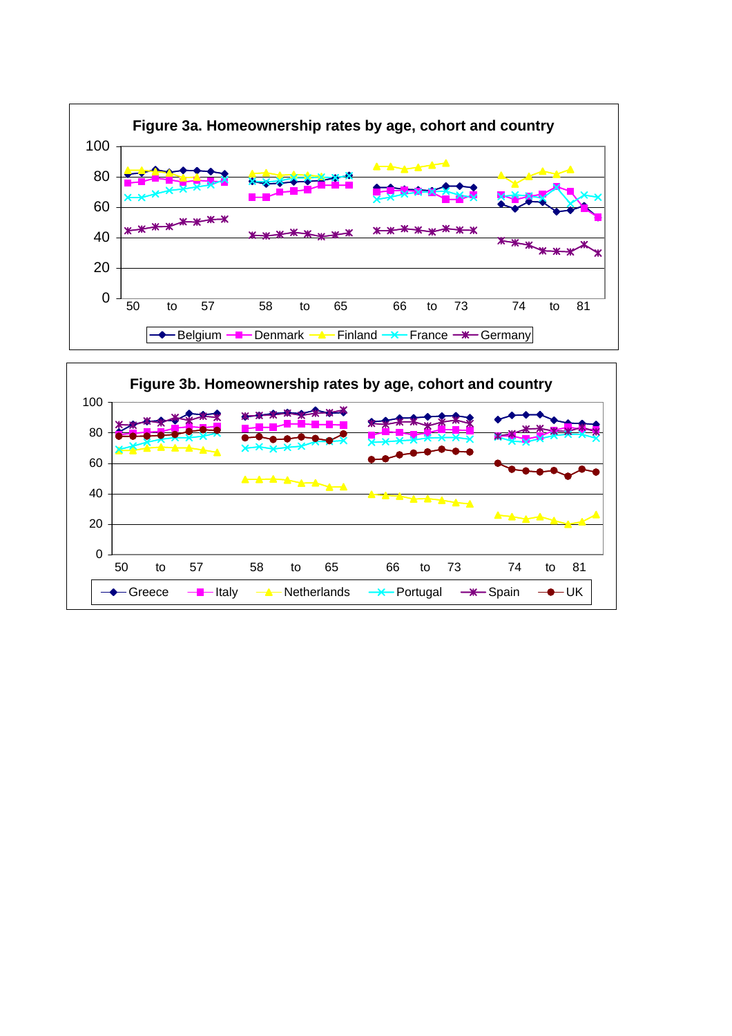**Figure 3a. Homeownership rates by age, cohort and country**

**Figure 3b. Homeownership rates by age, cohort and country**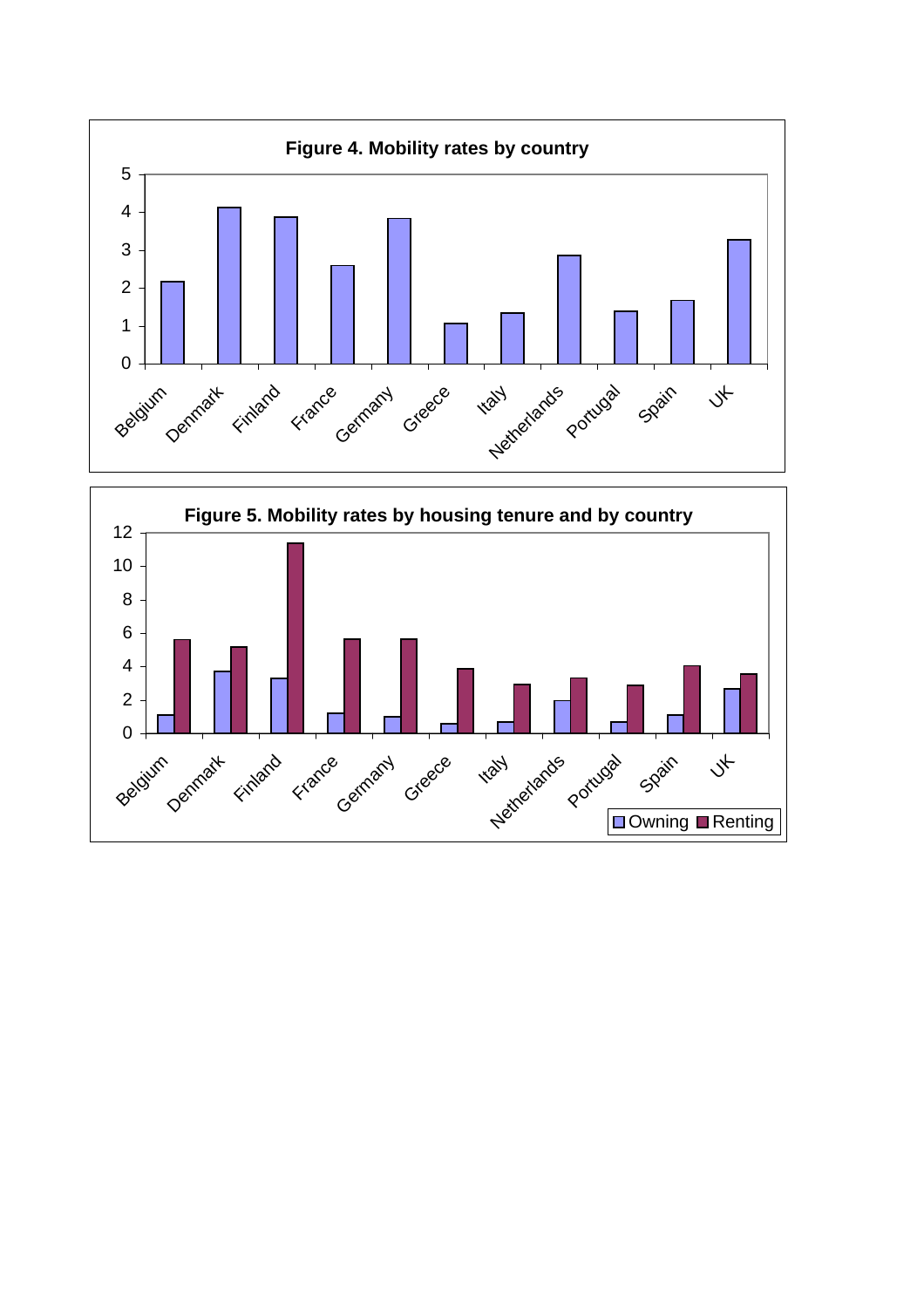**Figure 4. Mobility rates by country**

**Figure 5. Mobility rates by housing tenure and by country**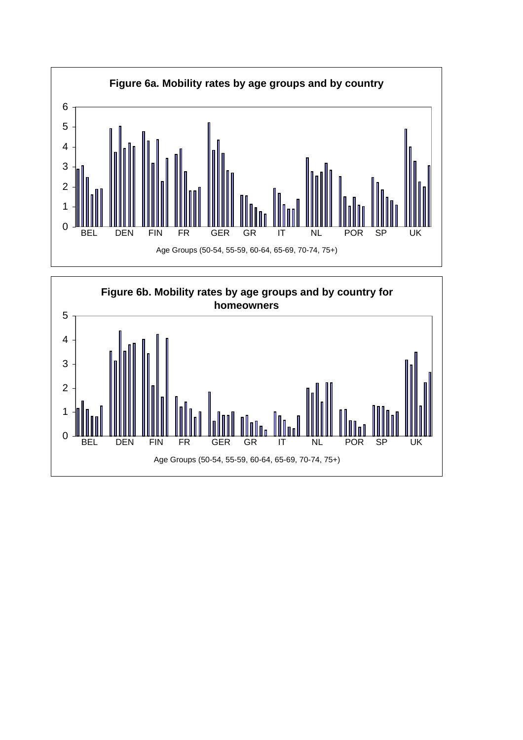**Figure 6a. Mobility rates by age groups and by country**

Age Groups (50-54, 55-59, 60-64, 65-69, 70-74, 75+)

**Figure 6b. Mobility rates by age groups and by country for homeowners**

Age Groups (50-54, 55-59, 60-64, 65-69, 70-74, 75+)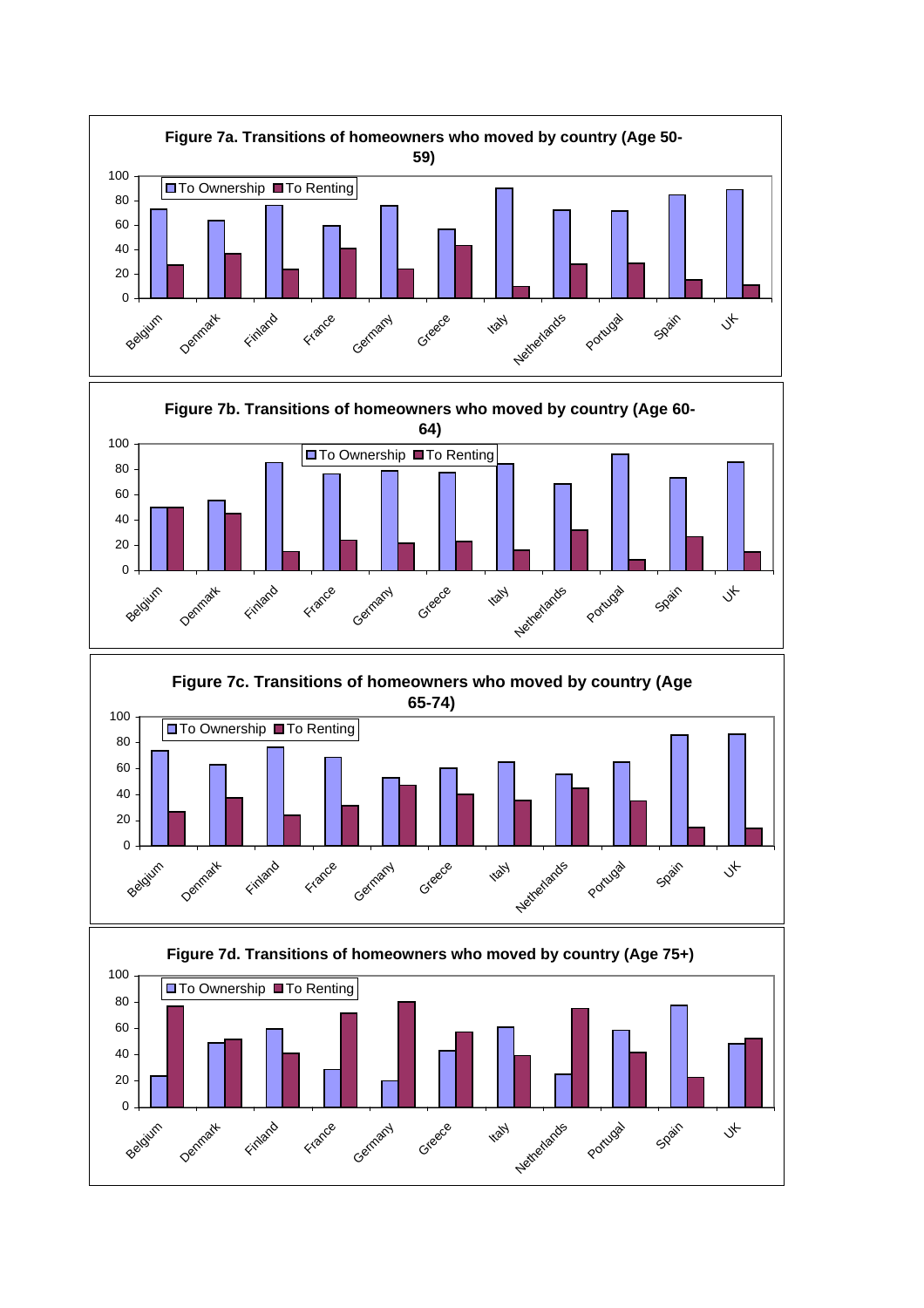**Figure 7a. Transitions of homeowners who moved by country (Age 50-59)**

**Figure 7b. Transitions of homeowners who moved by country (Age 60-64)**

**Figure 7c. Transitions of homeowners who moved by country (Age 65-74)**

**Figure 7d. Transitions of homeowners who moved by country (Age 75+)**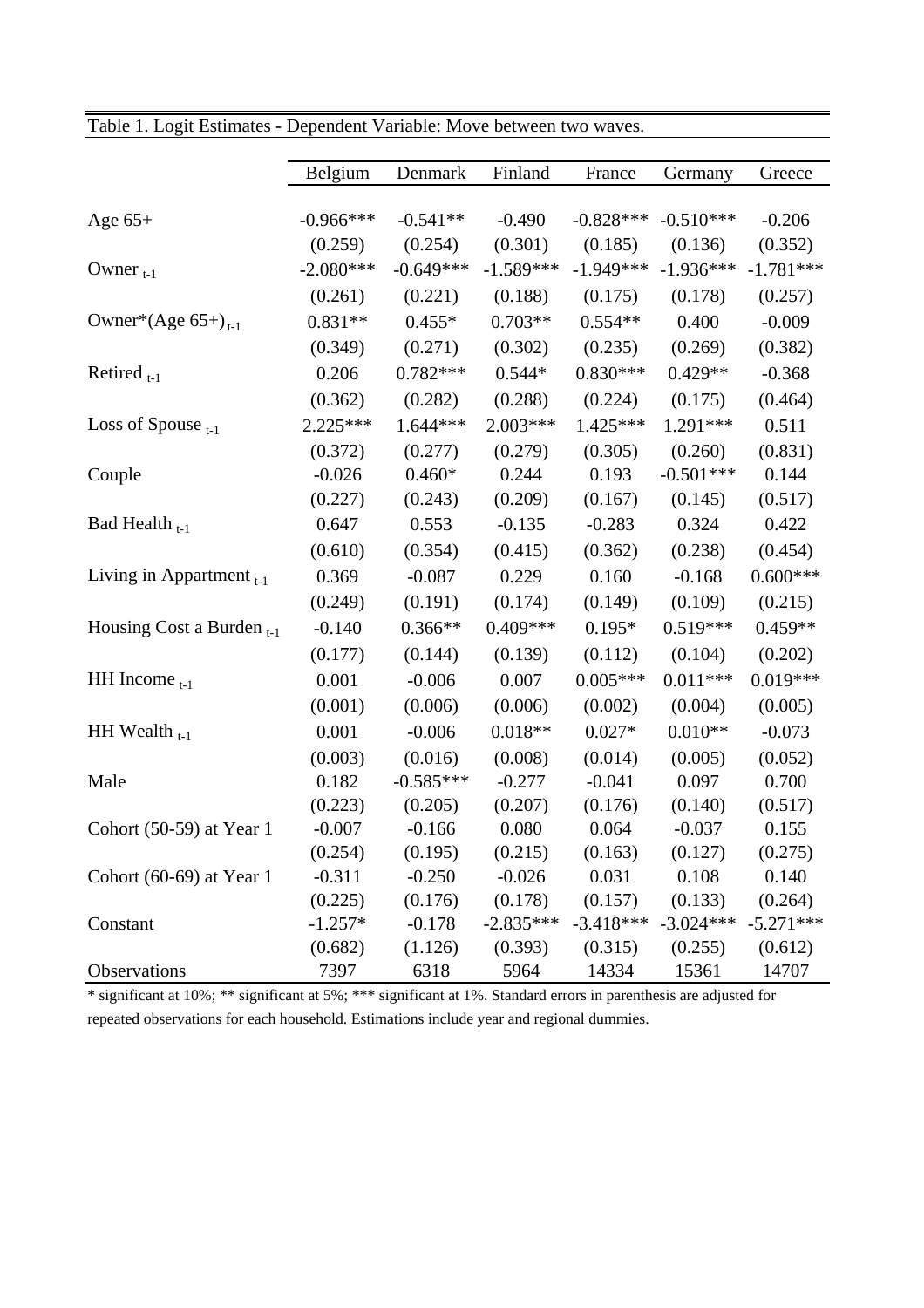Table 1. Logit Estimates - Dependent Variable: Move between two waves.

| | Belgium | Denmark | Finland | France | Germany | Greece |
|---|---|---|---|---|---|---|
| Age 65+ | -0.966*** | -0.541** | -0.490 | -0.828*** | -0.510*** | -0.206 |
| | (0.259) | (0.254) | (0.301) | (0.185) | (0.136) | (0.352) |
| Owner $_{t-1}$ | -2.080*** | -0.649*** | -1.589*** | -1.949*** | -1.936*** | -1.781*** |
| | (0.261) | (0.221) | (0.188) | (0.175) | (0.178) | (0.257) |
| Owner*(Age 65+) $_{t-1}$ | 0.831** | 0.455* | 0.703** | 0.554** | 0.400 | -0.009 |
| | (0.349) | (0.271) | (0.302) | (0.235) | (0.269) | (0.382) |
| Retired $_{t-1}$ | 0.206 | 0.782*** | 0.544* | 0.830*** | 0.429** | -0.368 |
| | (0.362) | (0.282) | (0.288) | (0.224) | (0.175) | (0.464) |
| Loss of Spouse $_{t-1}$ | 2.225*** | 1.644*** | 2.003*** | 1.425*** | 1.291*** | 0.511 |
| | (0.372) | (0.277) | (0.279) | (0.305) | (0.260) | (0.831) |
| Couple | -0.026 | 0.460* | 0.244 | 0.193 | -0.501*** | 0.144 |
| | (0.227) | (0.243) | (0.209) | (0.167) | (0.145) | (0.517) |
| Bad Health $_{t-1}$ | 0.647 | 0.553 | -0.135 | -0.283 | 0.324 | 0.422 |
| | (0.610) | (0.354) | (0.415) | (0.362) | (0.238) | (0.454) |
| Living in Appartment $_{t-1}$ | 0.369 | -0.087 | 0.229 | 0.160 | -0.168 | 0.600*** |
| | (0.249) | (0.191) | (0.174) | (0.149) | (0.109) | (0.215) |
| Housing Cost a Burden $_{t-1}$ | -0.140 | 0.366** | 0.409*** | 0.195* | 0.519*** | 0.459** |
| | (0.177) | (0.144) | (0.139) | (0.112) | (0.104) | (0.202) |
| HH Income $_{t-1}$ | 0.001 | -0.006 | 0.007 | 0.005*** | 0.011*** | 0.019*** |
| | (0.001) | (0.006) | (0.006) | (0.002) | (0.004) | (0.005) |
| HH Wealth $_{t-1}$ | 0.001 | -0.006 | 0.018** | 0.027* | 0.010** | -0.073 |
| | (0.003) | (0.016) | (0.008) | (0.014) | (0.005) | (0.052) |
| Male | 0.182 | -0.585*** | -0.277 | -0.041 | 0.097 | 0.700 |
| | (0.223) | (0.205) | (0.207) | (0.176) | (0.140) | (0.517) |
| Cohort (50-59) at Year 1 | -0.007 | -0.166 | 0.080 | 0.064 | -0.037 | 0.155 |
| | (0.254) | (0.195) | (0.215) | (0.163) | (0.127) | (0.275) |
| Cohort (60-69) at Year 1 | -0.311 | -0.250 | -0.026 | 0.031 | 0.108 | 0.140 |
| | (0.225) | (0.176) | (0.178) | (0.157) | (0.133) | (0.264) |
| Constant | -1.257* | -0.178 | -2.835*** | -3.418*** | -3.024*** | -5.271*** |
| | (0.682) | (1.126) | (0.393) | (0.315) | (0.255) | (0.612) |
| Observations | 7397 | 6318 | 5964 | 14334 | 15361 | 14707 |

* significant at 10%; ** significant at 5%; *** significant at 1%. Standard errors in parenthesis are adjusted for repeated observations for each household. Estimations include year and regional dummies.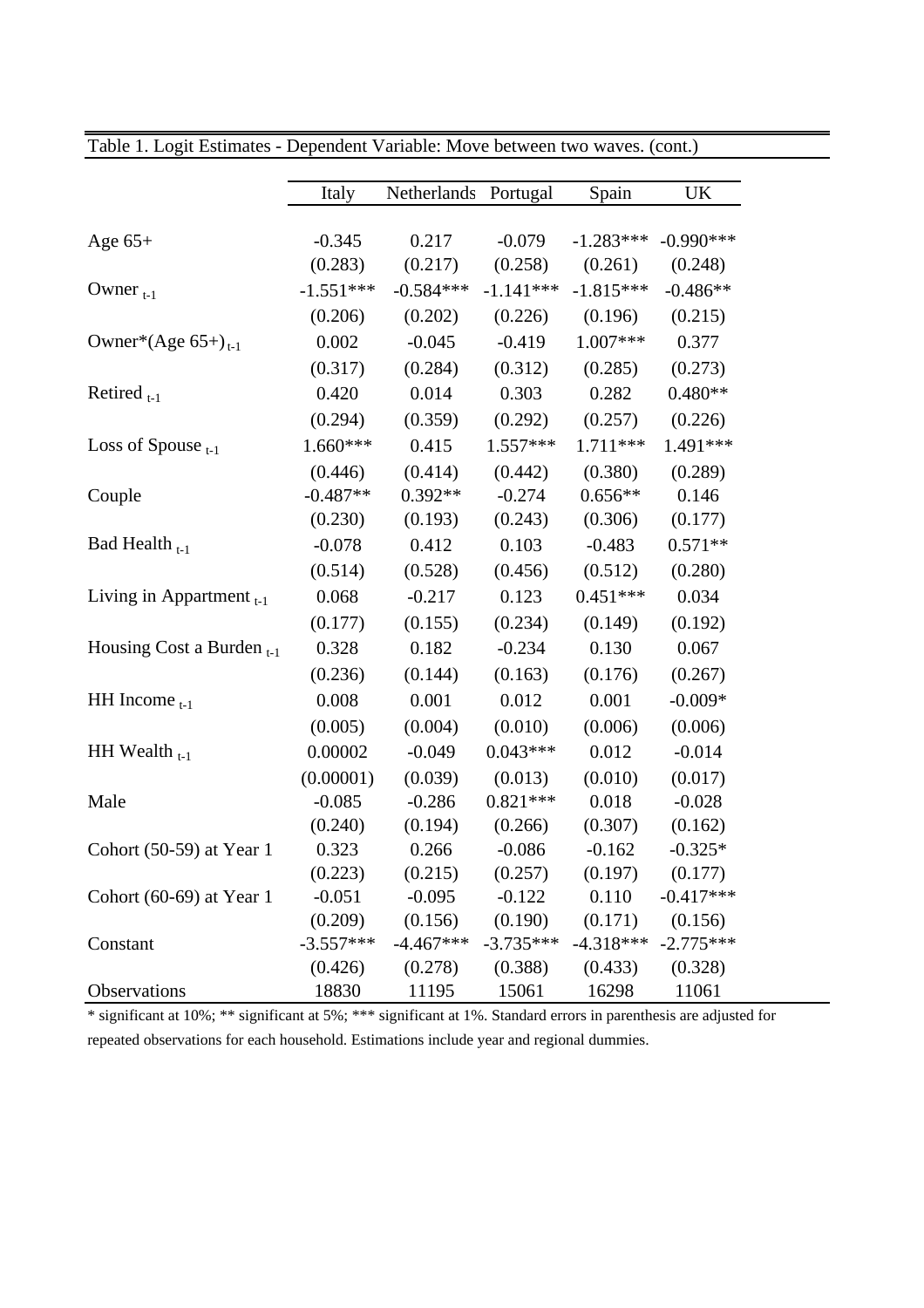Table 1. Logit Estimates - Dependent Variable: Move between two waves. (cont.)

| | Italy | Netherlands | Portugal | Spain | UK |
|---|---|---|---|---|---|
| Age 65+ | -0.345 | 0.217 | -0.079 | -1.283*** | -0.990*** |
| | (0.283) | (0.217) | (0.258) | (0.261) | (0.248) |
| Owner $_{t-1}$ | -1.551*** | -0.584*** | -1.141*** | -1.815*** | -0.486** |
| | (0.206) | (0.202) | (0.226) | (0.196) | (0.215) |
| Owner*(Age 65+) $_{t-1}$ | 0.002 | -0.045 | -0.419 | 1.007*** | 0.377 |
| | (0.317) | (0.284) | (0.312) | (0.285) | (0.273) |
| Retired $_{t-1}$ | 0.420 | 0.014 | 0.303 | 0.282 | 0.480** |
| | (0.294) | (0.359) | (0.292) | (0.257) | (0.226) |
| Loss of Spouse $_{t-1}$ | 1.660*** | 0.415 | 1.557*** | 1.711*** | 1.491*** |
| | (0.446) | (0.414) | (0.442) | (0.380) | (0.289) |
| Couple | -0.487** | 0.392** | -0.274 | 0.656** | 0.146 |
| | (0.230) | (0.193) | (0.243) | (0.306) | (0.177) |
| Bad Health $_{t-1}$ | -0.078 | 0.412 | 0.103 | -0.483 | 0.571** |
| | (0.514) | (0.528) | (0.456) | (0.512) | (0.280) |
| Living in Appartment $_{t-1}$ | 0.068 | -0.217 | 0.123 | 0.451*** | 0.034 |
| | (0.177) | (0.155) | (0.234) | (0.149) | (0.192) |
| Housing Cost a Burden $_{t-1}$ | 0.328 | 0.182 | -0.234 | 0.130 | 0.067 |
| | (0.236) | (0.144) | (0.163) | (0.176) | (0.267) |
| HH Income $_{t-1}$ | 0.008 | 0.001 | 0.012 | 0.001 | -0.009* |
| | (0.005) | (0.004) | (0.010) | (0.006) | (0.006) |
| HH Wealth $_{t-1}$ | 0.00002 | -0.049 | 0.043*** | 0.012 | -0.014 |
| | (0.00001) | (0.039) | (0.013) | (0.010) | (0.017) |
| Male | -0.085 | -0.286 | 0.821*** | 0.018 | -0.028 |
| | (0.240) | (0.194) | (0.266) | (0.307) | (0.162) |
| Cohort (50-59) at Year 1 | 0.323 | 0.266 | -0.086 | -0.162 | -0.325* |
| | (0.223) | (0.215) | (0.257) | (0.197) | (0.177) |
| Cohort (60-69) at Year 1 | -0.051 | -0.095 | -0.122 | 0.110 | -0.417*** |
| | (0.209) | (0.156) | (0.190) | (0.171) | (0.156) |
| Constant | -3.557*** | -4.467*** | -3.735*** | -4.318*** | -2.775*** |
| | (0.426) | (0.278) | (0.388) | (0.433) | (0.328) |
| Observations | 18830 | 11195 | 15061 | 16298 | 11061 |

* significant at 10%; ** significant at 5%; *** significant at 1%. Standard errors in parenthesis are adjusted for repeated observations for each household. Estimations include year and regional dummies.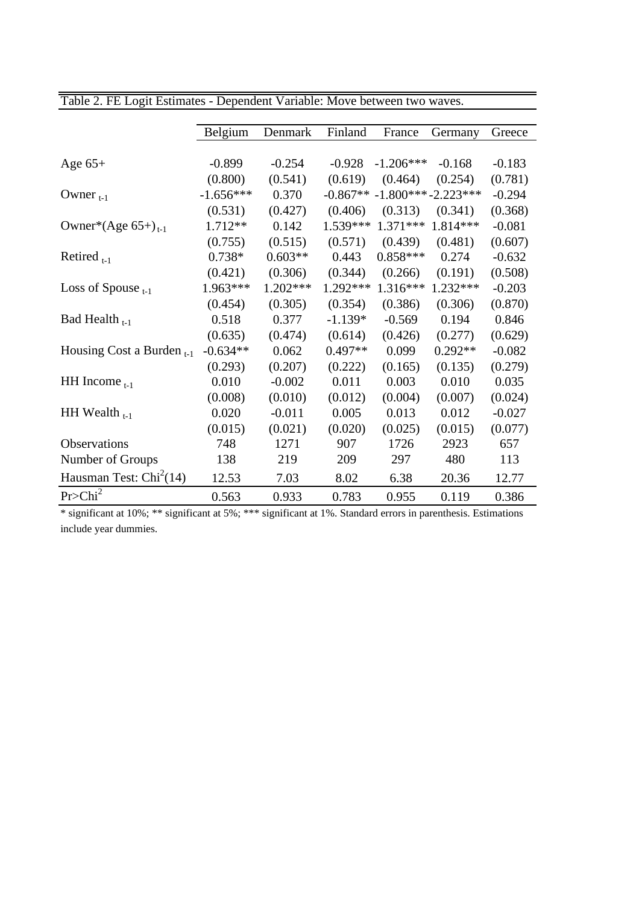Table 2. FE Logit Estimates - Dependent Variable: Move between two waves.

| | Belgium | Denmark | Finland | France | Germany | Greece |
|---|---|---|---|---|---|---|
| Age 65+ | -0.899 | -0.254 | -0.928 | -1.206*** | -0.168 | -0.183 |
| | (0.800) | (0.541) | (0.619) | (0.464) | (0.254) | (0.781) |
| Owner $_{t-1}$ | -1.656*** | 0.370 | -0.867** | -1.800*** | -2.223*** | -0.294 |
| | (0.531) | (0.427) | (0.406) | (0.313) | (0.341) | (0.368) |
| Owner*(Age 65+) $_{t-1}$ | 1.712** | 0.142 | 1.539*** | 1.371*** | 1.814*** | -0.081 |
| | (0.755) | (0.515) | (0.571) | (0.439) | (0.481) | (0.607) |
| Retired $_{t-1}$ | 0.738* | 0.603** | 0.443 | 0.858*** | 0.274 | -0.632 |
| | (0.421) | (0.306) | (0.344) | (0.266) | (0.191) | (0.508) |
| Loss of Spouse $_{t-1}$ | 1.963*** | 1.202*** | 1.292*** | 1.316*** | 1.232*** | -0.203 |
| | (0.454) | (0.305) | (0.354) | (0.386) | (0.306) | (0.870) |
| Bad Health $_{t-1}$ | 0.518 | 0.377 | -1.139* | -0.569 | 0.194 | 0.846 |
| | (0.635) | (0.474) | (0.614) | (0.426) | (0.277) | (0.629) |
| Housing Cost a Burden $_{t-1}$ | -0.634** | 0.062 | 0.497** | 0.099 | 0.292** | -0.082 |
| | (0.293) | (0.207) | (0.222) | (0.165) | (0.135) | (0.279) |
| HH Income $_{t-1}$ | 0.010 | -0.002 | 0.011 | 0.003 | 0.010 | 0.035 |
| | (0.008) | (0.010) | (0.012) | (0.004) | (0.007) | (0.024) |
| HH Wealth $_{t-1}$ | 0.020 | -0.011 | 0.005 | 0.013 | 0.012 | -0.027 |
| | (0.015) | (0.021) | (0.020) | (0.025) | (0.015) | (0.077) |
| Observations | 748 | 1271 | 907 | 1726 | 2923 | 657 |
| Number of Groups | 138 | 219 | 209 | 297 | 480 | 113 |
| Hausman Test: $Chi^2(14)$ | 12.53 | 7.03 | 8.02 | 6.38 | 20.36 | 12.77 |
| $Pr>Chi^2$ | 0.563 | 0.933 | 0.783 | 0.955 | 0.119 | 0.386 |

* significant at 10%; ** significant at 5%; *** significant at 1%. Standard errors in parenthesis. Estimations include year dummies.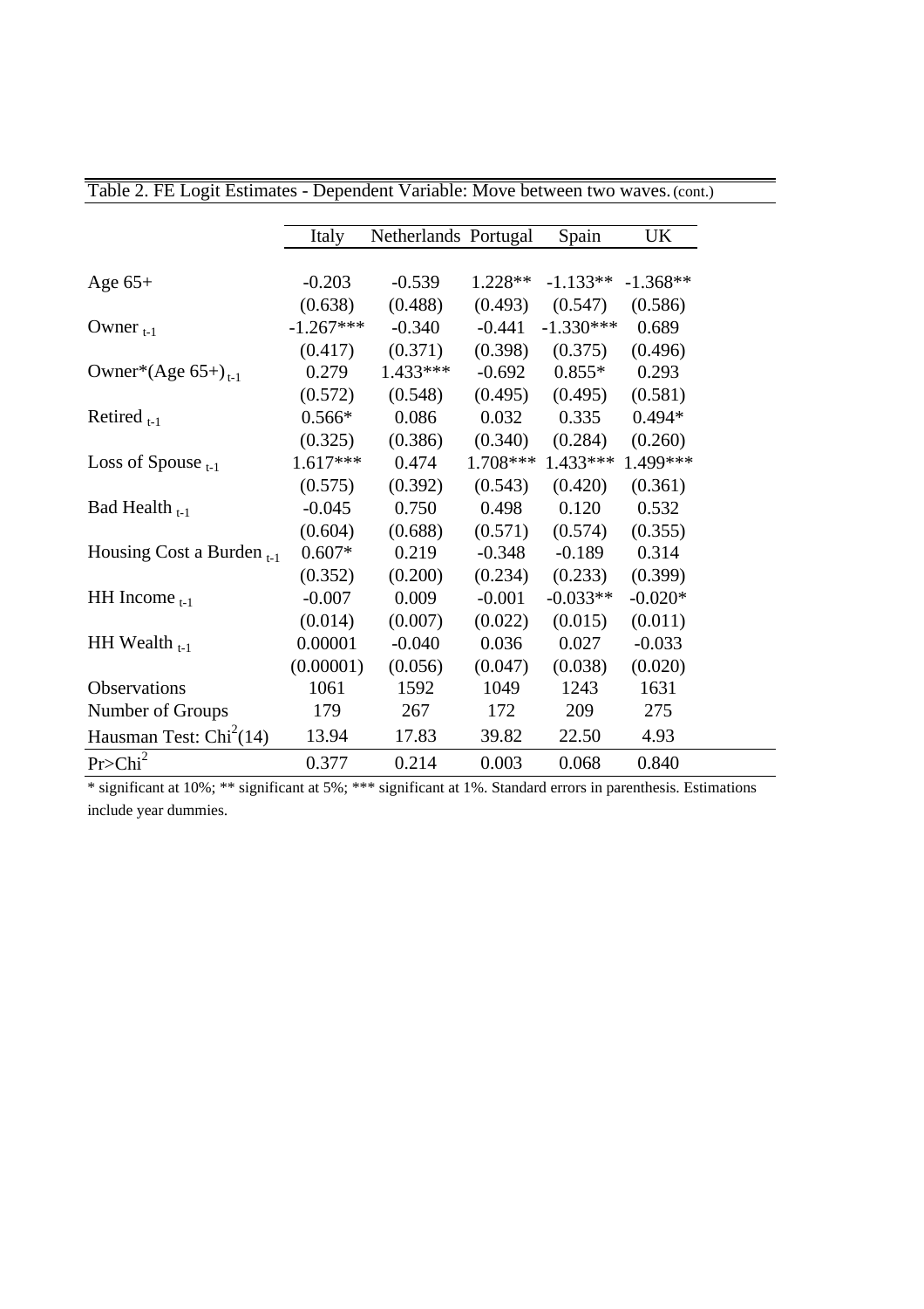Table 2. FE Logit Estimates - Dependent Variable: Move between two waves. (cont.)

| | Italy | Netherlands | Portugal | Spain | UK |
|---|---|---|---|---|---|
| Age 65+ | -0.203 | -0.539 | 1.228** | -1.133** | -1.368** |
| | (0.638) | (0.488) | (0.493) | (0.547) | (0.586) |
| Owner $_{t-1}$ | -1.267*** | -0.340 | -0.441 | -1.330*** | 0.689 |
| | (0.417) | (0.371) | (0.398) | (0.375) | (0.496) |
| Owner*(Age 65+)$_{t-1}$ | 0.279 | 1.433*** | -0.692 | 0.855* | 0.293 |
| | (0.572) | (0.548) | (0.495) | (0.495) | (0.581) |
| Retired $_{t-1}$ | 0.566* | 0.086 | 0.032 | 0.335 | 0.494* |
| | (0.325) | (0.386) | (0.340) | (0.284) | (0.260) |
| Loss of Spouse $_{t-1}$ | 1.617*** | 0.474 | 1.708*** | 1.433*** | 1.499*** |
| | (0.575) | (0.392) | (0.543) | (0.420) | (0.361) |
| Bad Health $_{t-1}$ | -0.045 | 0.750 | 0.498 | 0.120 | 0.532 |
| | (0.604) | (0.688) | (0.571) | (0.574) | (0.355) |
| Housing Cost a Burden $_{t-1}$ | 0.607* | 0.219 | -0.348 | -0.189 | 0.314 |
| | (0.352) | (0.200) | (0.234) | (0.233) | (0.399) |
| HH Income $_{t-1}$ | -0.007 | 0.009 | -0.001 | -0.033** | -0.020* |
| | (0.014) | (0.007) | (0.022) | (0.015) | (0.011) |
| HH Wealth $_{t-1}$ | 0.00001 | -0.040 | 0.036 | 0.027 | -0.033 |
| | (0.00001) | (0.056) | (0.047) | (0.038) | (0.020) |
| Observations | 1061 | 1592 | 1049 | 1243 | 1631 |
| Number of Groups | 179 | 267 | 172 | 209 | 275 |
| Hausman Test: $Chi^2(14)$ | 13.94 | 17.83 | 39.82 | 22.50 | 4.93 |
| $Pr>Chi^2$ | 0.377 | 0.214 | 0.003 | 0.068 | 0.840 |

* significant at 10%; ** significant at 5%; *** significant at 1%. Standard errors in parenthesis. Estimations include year dummies.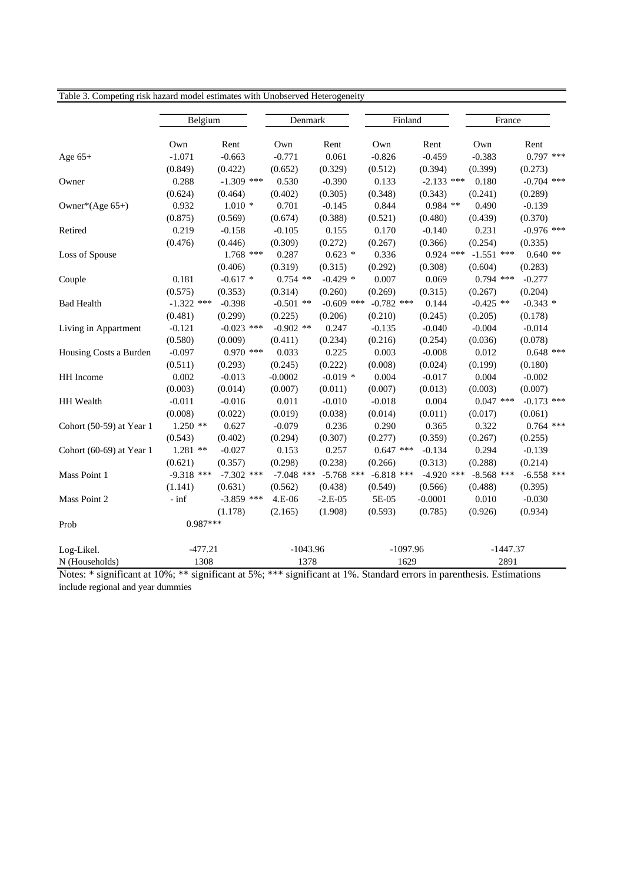Table 3. Competing risk hazard model estimates with Unobserved Heterogeneity

| | Belgium | | Denmark | | Finland | | France | |
|---|---|---|---|---|---|---|---|---|
| | Own | Rent | Own | Rent | Own | Rent | Own | Rent |
| Age 65+ | -1.071 | -0.663 | -0.771 | 0.061 | -0.826 | -0.459 | -0.383 | 0.797 *** |
| | (0.849) | (0.422) | (0.652) | (0.329) | (0.512) | (0.394) | (0.399) | (0.273) |
| Owner | 0.288 | -1.309 *** | 0.530 | -0.390 | 0.133 | -2.133 *** | 0.180 | -0.704 *** |
| | (0.624) | (0.464) | (0.402) | (0.305) | (0.348) | (0.343) | (0.241) | (0.289) |
| Owner*(Age 65+) | 0.932 | 1.010 * | 0.701 | -0.145 | 0.844 | 0.984 ** | 0.490 | -0.139 |
| | (0.875) | (0.569) | (0.674) | (0.388) | (0.521) | (0.480) | (0.439) | (0.370) |
| Retired | 0.219 | -0.158 | -0.105 | 0.155 | 0.170 | -0.140 | 0.231 | -0.976 *** |
| | (0.476) | (0.446) | (0.309) | (0.272) | (0.267) | (0.366) | (0.254) | (0.335) |
| Loss of Spouse | | 1.768 *** | 0.287 | 0.623 * | 0.336 | 0.924 *** | -1.551 *** | 0.640 ** |
| | | (0.406) | (0.319) | (0.315) | (0.292) | (0.308) | (0.604) | (0.283) |
| Couple | 0.181 | -0.617 * | 0.754 ** | -0.429 * | 0.007 | 0.069 | 0.794 *** | -0.277 |
| | (0.575) | (0.353) | (0.314) | (0.260) | (0.269) | (0.315) | (0.267) | (0.204) |
| Bad Health | -1.322 *** | -0.398 | -0.501 ** | -0.609 *** | -0.782 *** | 0.144 | -0.425 ** | -0.343 * |
| | (0.481) | (0.299) | (0.225) | (0.206) | (0.210) | (0.245) | (0.205) | (0.178) |
| Living in Appartment | -0.121 | -0.023 *** | -0.902 ** | 0.247 | -0.135 | -0.040 | -0.004 | -0.014 |
| | (0.580) | (0.009) | (0.411) | (0.234) | (0.216) | (0.254) | (0.036) | (0.078) |
| Housing Costs a Burden | -0.097 | 0.970 *** | 0.033 | 0.225 | 0.003 | -0.008 | 0.012 | 0.648 *** |
| | (0.511) | (0.293) | (0.245) | (0.222) | (0.008) | (0.024) | (0.199) | (0.180) |
| HH Income | 0.002 | -0.013 | -0.0002 | -0.019 * | 0.004 | -0.017 | 0.004 | -0.002 |
| | (0.003) | (0.014) | (0.007) | (0.011) | (0.007) | (0.013) | (0.003) | (0.007) |
| HH Wealth | -0.011 | -0.016 | 0.011 | -0.010 | -0.018 | 0.004 | 0.047 *** | -0.173 *** |
| | (0.008) | (0.022) | (0.019) | (0.038) | (0.014) | (0.011) | (0.017) | (0.061) |
| Cohort (50-59) at Year 1 | 1.250 ** | 0.627 | -0.079 | 0.236 | 0.290 | 0.365 | 0.322 | 0.764 *** |
| | (0.543) | (0.402) | (0.294) | (0.307) | (0.277) | (0.359) | (0.267) | (0.255) |
| Cohort (60-69) at Year 1 | 1.281 ** | -0.027 | 0.153 | 0.257 | 0.647 *** | -0.134 | 0.294 | -0.139 |
| | (0.621) | (0.357) | (0.298) | (0.238) | (0.266) | (0.313) | (0.288) | (0.214) |
| Mass Point 1 | -9.318 *** | -7.302 *** | -7.048 *** | -5.768 *** | -6.818 *** | -4.920 *** | -8.568 *** | -6.558 *** |
| | (1.141) | (0.631) | (0.562) | (0.438) | (0.549) | (0.566) | (0.488) | (0.395) |
| Mass Point 2 | - inf | -3.859 *** | 4.E-06 | -2.E-05 | 5E-05 | -0.0001 | 0.010 | -0.030 |
| | | (1.178) | (2.165) | (1.908) | (0.593) | (0.785) | (0.926) | (0.934) |
| Prob | 0.987*** | | | | | | | |
| Log-Likel. | -477.21 | | -1043.96 | | -1097.96 | | -1447.37 | |
| N (Households) | 1308 | | 1378 | | 1629 | | 2891 | |

Notes: * significant at 10%; ** significant at 5%; *** significant at 1%. Standard errors in parenthesis. Estimations include regional and year dummies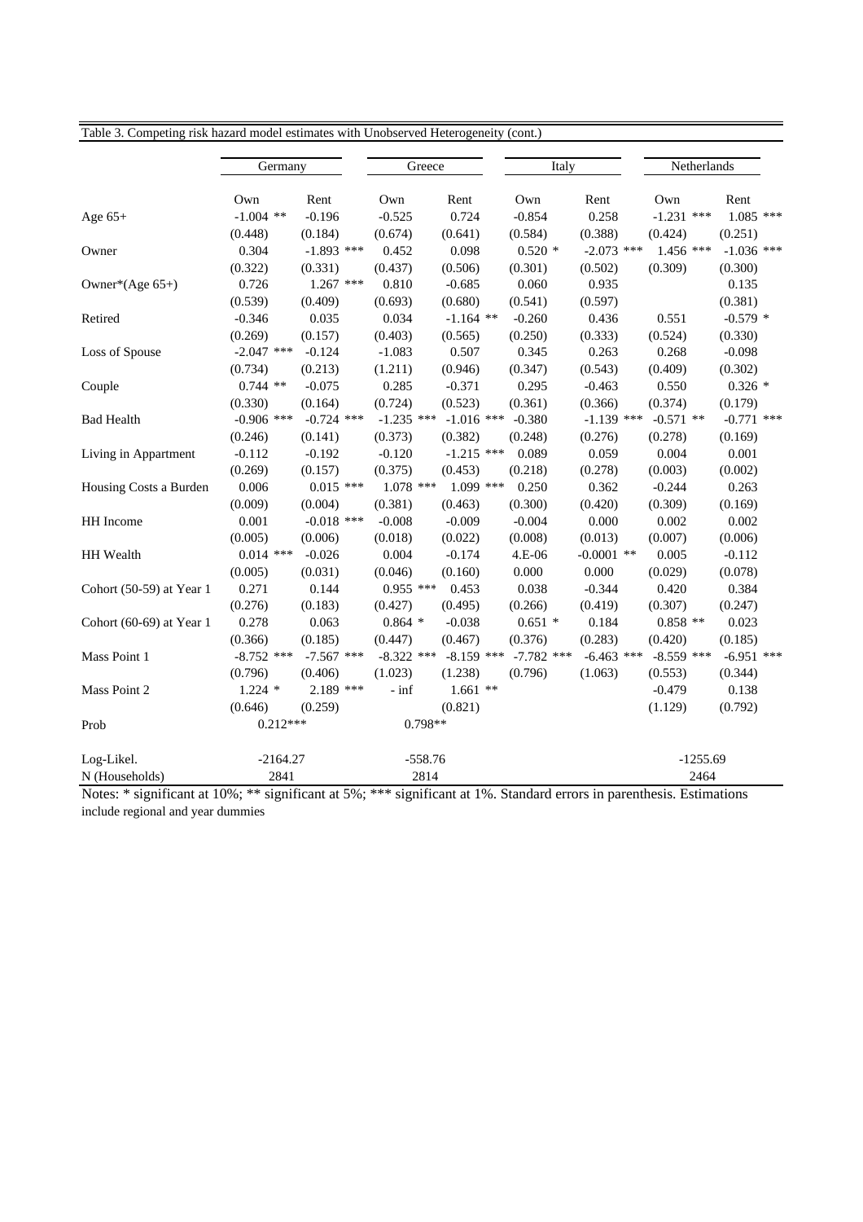Table 3. Competing risk hazard model estimates with Unobserved Heterogeneity (cont.)

| | Germany | | Greece | | Italy | | Netherlands | |
|---|---|---|---|---|---|---|---|---|
| | Own | Rent | Own | Rent | Own | Rent | Own | Rent |
| Age 65+ | -1.004 ** | -0.196 | -0.525 | 0.724 | -0.854 | 0.258 | -1.231 *** | 1.085 *** |
| | (0.448) | (0.184) | (0.674) | (0.641) | (0.584) | (0.388) | (0.424) | (0.251) |
| Owner | 0.304 | -1.893 *** | 0.452 | 0.098 | 0.520 * | -2.073 *** | 1.456 *** | -1.036 *** |
| | (0.322) | (0.331) | (0.437) | (0.506) | (0.301) | (0.502) | (0.309) | (0.300) |
| Owner*(Age 65+) | 0.726 | 1.267 *** | 0.810 | -0.685 | 0.060 | 0.935 | | 0.135 |
| | (0.539) | (0.409) | (0.693) | (0.680) | (0.541) | (0.597) | | (0.381) |
| Retired | -0.346 | 0.035 | 0.034 | -1.164 ** | -0.260 | 0.436 | 0.551 | -0.579 * |
| | (0.269) | (0.157) | (0.403) | (0.565) | (0.250) | (0.333) | (0.524) | (0.330) |
| Loss of Spouse | -2.047 *** | -0.124 | -1.083 | 0.507 | 0.345 | 0.263 | 0.268 | -0.098 |
| | (0.734) | (0.213) | (1.211) | (0.946) | (0.347) | (0.543) | (0.409) | (0.302) |
| Couple | 0.744 ** | -0.075 | 0.285 | -0.371 | 0.295 | -0.463 | 0.550 | 0.326 * |
| | (0.330) | (0.164) | (0.724) | (0.523) | (0.361) | (0.366) | (0.374) | (0.179) |
| Bad Health | -0.906 *** | -0.724 *** | -1.235 *** | -1.016 *** | -0.380 | -1.139 *** | -0.571 ** | -0.771 *** |
| | (0.246) | (0.141) | (0.373) | (0.382) | (0.248) | (0.276) | (0.278) | (0.169) |
| Living in Appartment | -0.112 | -0.192 | -0.120 | -1.215 *** | 0.089 | 0.059 | 0.004 | 0.001 |
| | (0.269) | (0.157) | (0.375) | (0.453) | (0.218) | (0.278) | (0.003) | (0.002) |
| Housing Costs a Burden | 0.006 | 0.015 *** | 1.078 *** | 1.099 *** | 0.250 | 0.362 | -0.244 | 0.263 |
| | (0.009) | (0.004) | (0.381) | (0.463) | (0.300) | (0.420) | (0.309) | (0.169) |
| HH Income | 0.001 | -0.018 *** | -0.008 | -0.009 | -0.004 | 0.000 | 0.002 | 0.002 |
| | (0.005) | (0.006) | (0.018) | (0.022) | (0.008) | (0.013) | (0.007) | (0.006) |
| HH Wealth | 0.014 *** | -0.026 | 0.004 | -0.174 | 4.E-06 | -0.0001 ** | 0.005 | -0.112 |
| | (0.005) | (0.031) | (0.046) | (0.160) | 0.000 | 0.000 | (0.029) | (0.078) |
| Cohort (50-59) at Year 1 | 0.271 | 0.144 | 0.955 *** | 0.453 | 0.038 | -0.344 | 0.420 | 0.384 |
| | (0.276) | (0.183) | (0.427) | (0.495) | (0.266) | (0.419) | (0.307) | (0.247) |
| Cohort (60-69) at Year 1 | 0.278 | 0.063 | 0.864 * | -0.038 | 0.651 * | 0.184 | 0.858 ** | 0.023 |
| | (0.366) | (0.185) | (0.447) | (0.467) | (0.376) | (0.283) | (0.420) | (0.185) |
| Mass Point 1 | -8.752 *** | -7.567 *** | -8.322 *** | -8.159 *** | -7.782 *** | -6.463 *** | -8.559 *** | -6.951 *** |
| | (0.796) | (0.406) | (1.023) | (1.238) | (0.796) | (1.063) | (0.553) | (0.344) |
| Mass Point 2 | 1.224 * | 2.189 *** | - inf | 1.661 ** | | | -0.479 | 0.138 |
| | (0.646) | (0.259) | | (0.821) | | | (1.129) | (0.792) |
| Prob | 0.212*** | | 0.798** | | | | | |
| Log-Likel. | -2164.27 | | -558.76 | | | | -1255.69 | |
| N (Households) | 2841 | | 2814 | | | | 2464 | |

Notes: * significant at 10%; ** significant at 5%; *** significant at 1%. Standard errors in parenthesis. Estimations include regional and year dummies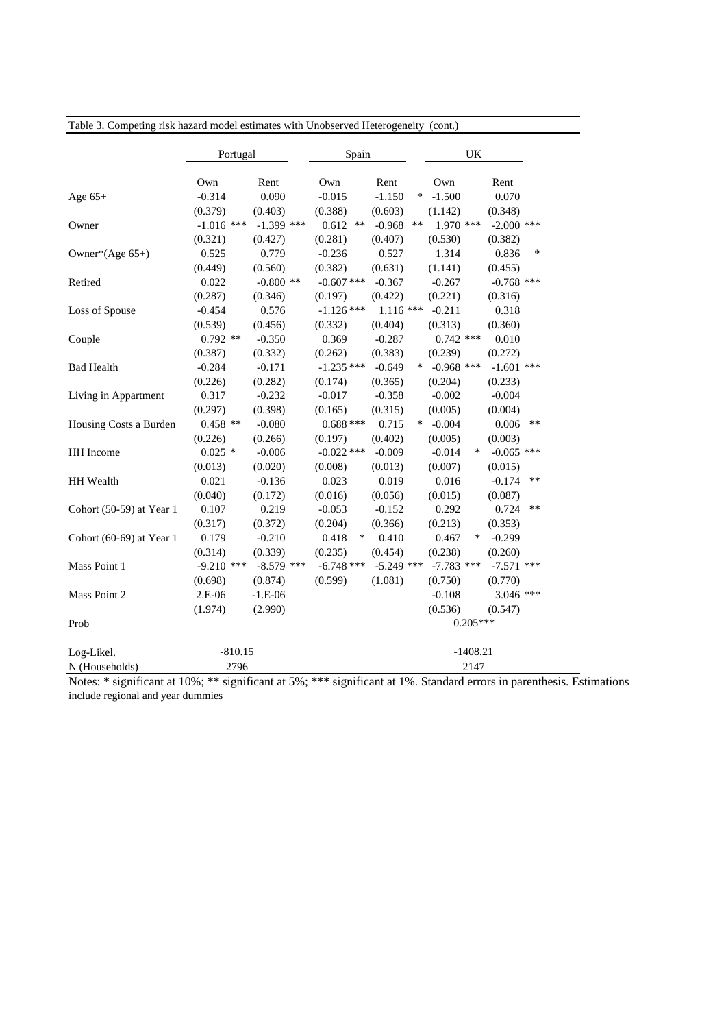Table 3. Competing risk hazard model estimates with Unobserved Heterogeneity (cont.)

| | Portugal | | Spain | | UK | |
|---|---|---|---|---|---|---|
| | Own | Rent | Own | Rent | Own | Rent |
| Age 65+ | -0.314 | 0.090 | -0.015 | -1.150 * | -1.500 | 0.070 |
| | (0.379) | (0.403) | (0.388) | (0.603) | (1.142) | (0.348) |
| Owner | -1.016 *** | -1.399 *** | 0.612 ** | -0.968 ** | 1.970 *** | -2.000 *** |
| | (0.321) | (0.427) | (0.281) | (0.407) | (0.530) | (0.382) |
| Owner*(Age 65+) | 0.525 | 0.779 | -0.236 | 0.527 | 1.314 | 0.836 * |
| | (0.449) | (0.560) | (0.382) | (0.631) | (1.141) | (0.455) |
| Retired | 0.022 | -0.800 ** | -0.607 *** | -0.367 | -0.267 | -0.768 *** |
| | (0.287) | (0.346) | (0.197) | (0.422) | (0.221) | (0.316) |
| Loss of Spouse | -0.454 | 0.576 | -1.126 *** | 1.116 *** | -0.211 | 0.318 |
| | (0.539) | (0.456) | (0.332) | (0.404) | (0.313) | (0.360) |
| Couple | 0.792 ** | -0.350 | 0.369 | -0.287 | 0.742 *** | 0.010 |
| | (0.387) | (0.332) | (0.262) | (0.383) | (0.239) | (0.272) |
| Bad Health | -0.284 | -0.171 | -1.235 *** | -0.649 * | -0.968 *** | -1.601 *** |
| | (0.226) | (0.282) | (0.174) | (0.365) | (0.204) | (0.233) |
| Living in Appartment | 0.317 | -0.232 | -0.017 | -0.358 | -0.002 | -0.004 |
| | (0.297) | (0.398) | (0.165) | (0.315) | (0.005) | (0.004) |
| Housing Costs a Burden | 0.458 ** | -0.080 | 0.688 *** | 0.715 * | -0.004 | 0.006 ** |
| | (0.226) | (0.266) | (0.197) | (0.402) | (0.005) | (0.003) |
| HH Income | 0.025 * | -0.006 | -0.022 *** | -0.009 | -0.014 * | -0.065 *** |
| | (0.013) | (0.020) | (0.008) | (0.013) | (0.007) | (0.015) |
| HH Wealth | 0.021 | -0.136 | 0.023 | 0.019 | 0.016 | -0.174 ** |
| | (0.040) | (0.172) | (0.016) | (0.056) | (0.015) | (0.087) |
| Cohort (50-59) at Year 1 | 0.107 | 0.219 | -0.053 | -0.152 | 0.292 | 0.724 ** |
| | (0.317) | (0.372) | (0.204) | (0.366) | (0.213) | (0.353) |
| Cohort (60-69) at Year 1 | 0.179 | -0.210 | 0.418 * | 0.410 | 0.467 * | -0.299 |
| | (0.314) | (0.339) | (0.235) | (0.454) | (0.238) | (0.260) |
| Mass Point 1 | -9.210 *** | -8.579 *** | -6.748 *** | -5.249 *** | -7.783 *** | -7.571 *** |
| | (0.698) | (0.874) | (0.599) | (1.081) | (0.750) | (0.770) |
| Mass Point 2 | 2.E-06 | -1.E-06 | | | -0.108 | 3.046 *** |
| | (1.974) | (2.990) | | | (0.536) | (0.547) |
| Prob | | | | | 0.205*** | |
| Log-Likel. | -810.15 | | | | -1408.21 | |
| N (Households) | 2796 | | | | 2147 | |

Notes: * significant at 10%; ** significant at 5%; *** significant at 1%. Standard errors in parenthesis. Estimations include regional and year dummies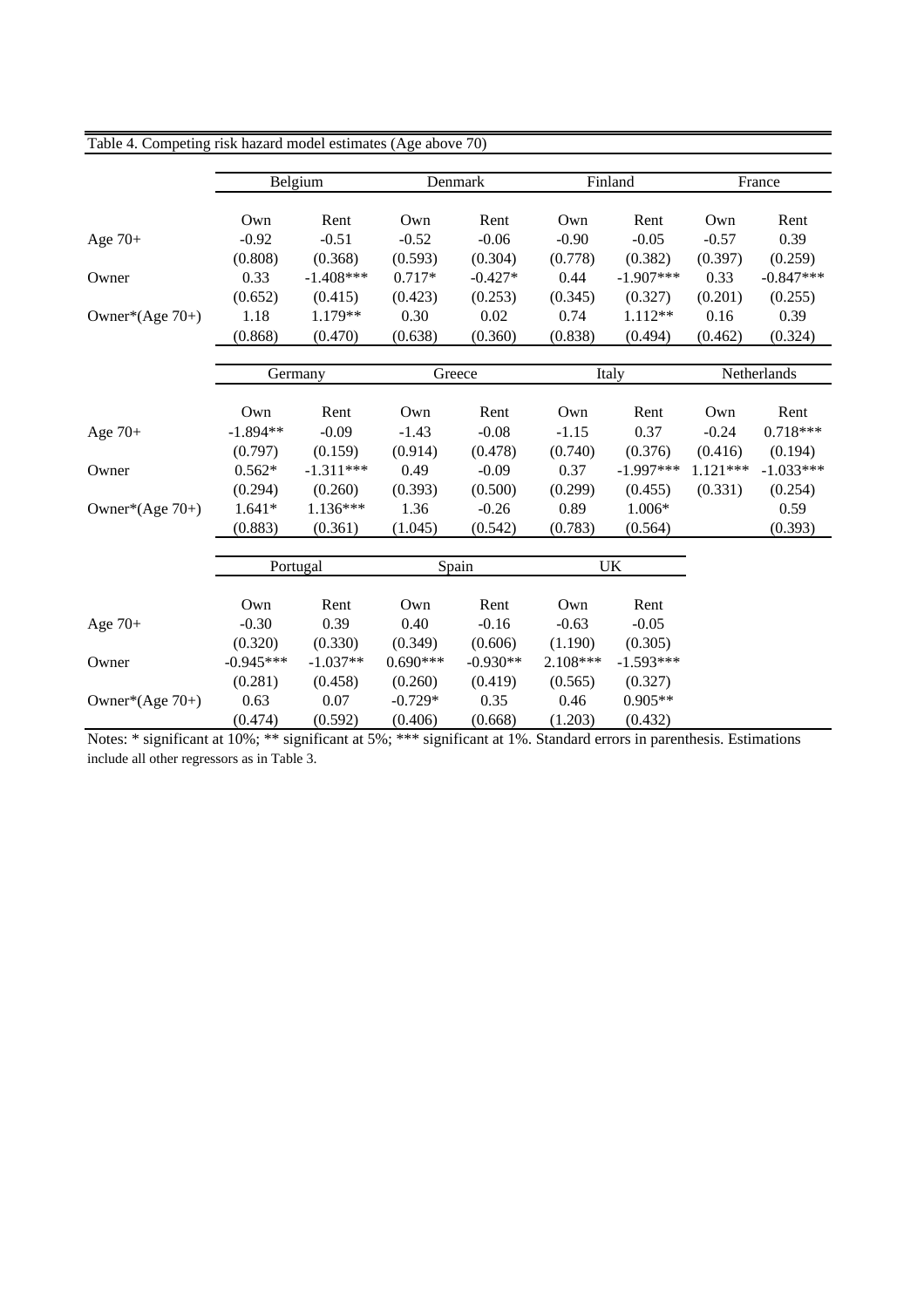Table 4. Competing risk hazard model estimates (Age above 70)

| | Belgium | | Denmark | | Finland | | France | |
|---|---|---|---|---|---|---|---|---|
| | Own | Rent | Own | Rent | Own | Rent | Own | Rent |
| Age 70+ | -0.92 | -0.51 | -0.52 | -0.06 | -0.90 | -0.05 | -0.57 | 0.39 |
| | (0.808) | (0.368) | (0.593) | (0.304) | (0.778) | (0.382) | (0.397) | (0.259) |
| Owner | 0.33 | -1.408*** | 0.717* | -0.427* | 0.44 | -1.907*** | 0.33 | -0.847*** |
| | (0.652) | (0.415) | (0.423) | (0.253) | (0.345) | (0.327) | (0.201) | (0.255) |
| Owner*(Age 70+) | 1.18 | 1.179** | 0.30 | 0.02 | 0.74 | 1.112** | 0.16 | 0.39 |
| | (0.868) | (0.470) | (0.638) | (0.360) | (0.838) | (0.494) | (0.462) | (0.324) |

| | Germany | | Greece | | Italy | | Netherlands | |
|---|---|---|---|---|---|---|---|---|
| | Own | Rent | Own | Rent | Own | Rent | Own | Rent |
| Age 70+ | -1.894** | -0.09 | -1.43 | -0.08 | -1.15 | 0.37 | -0.24 | 0.718*** |
| | (0.797) | (0.159) | (0.914) | (0.478) | (0.740) | (0.376) | (0.416) | (0.194) |
| Owner | 0.562* | -1.311*** | 0.49 | -0.09 | 0.37 | -1.997*** | 1.121*** | -1.033*** |
| | (0.294) | (0.260) | (0.393) | (0.500) | (0.299) | (0.455) | (0.331) | (0.254) |
| Owner*(Age 70+) | 1.641* | 1.136*** | 1.36 | -0.26 | 0.89 | 1.006* | | 0.59 |
| | (0.883) | (0.361) | (1.045) | (0.542) | (0.783) | (0.564) | | (0.393) |

| | Portugal | | Spain | | UK | |
|---|---|---|---|---|---|---|
| | Own | Rent | Own | Rent | Own | Rent |
| Age 70+ | -0.30 | 0.39 | 0.40 | -0.16 | -0.63 | -0.05 |
| | (0.320) | (0.330) | (0.349) | (0.606) | (1.190) | (0.305) |
| Owner | -0.945*** | -1.037** | 0.690*** | -0.930** | 2.108*** | -1.593*** |
| | (0.281) | (0.458) | (0.260) | (0.419) | (0.565) | (0.327) |
| Owner*(Age 70+) | 0.63 | 0.07 | -0.729* | 0.35 | 0.46 | 0.905** |
| | (0.474) | (0.592) | (0.406) | (0.668) | (1.203) | (0.432) |

Notes: * significant at 10%; ** significant at 5%; *** significant at 1%. Standard errors in parenthesis. Estimations include all other regressors as in Table 3.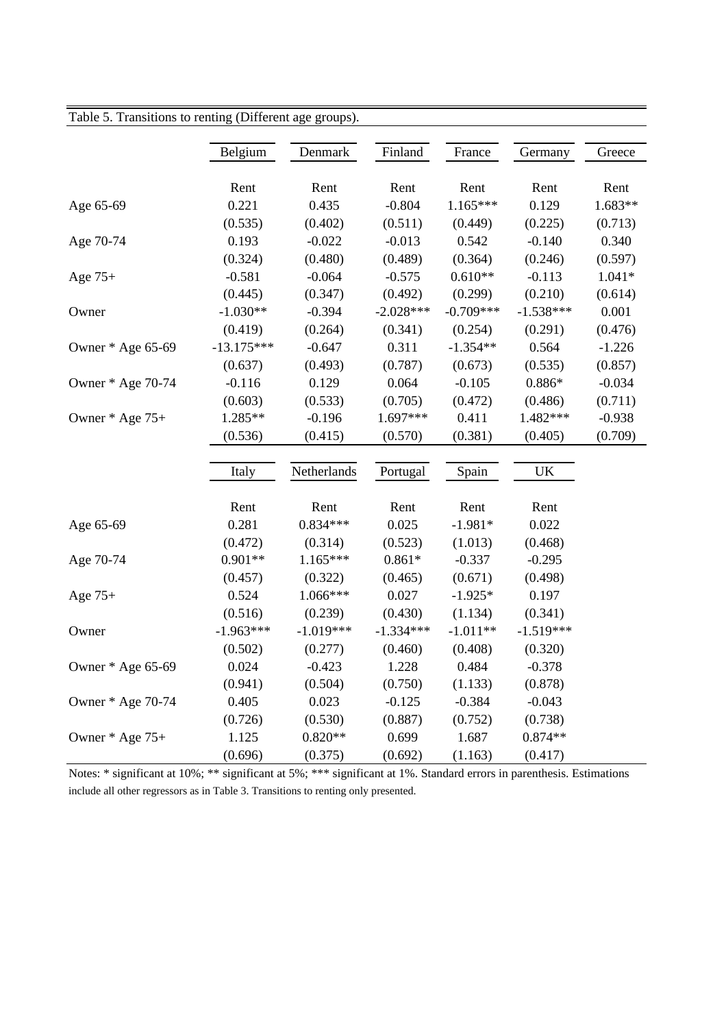Table 5. Transitions to renting (Different age groups).

| | Belgium | Denmark | Finland | France | Germany | Greece |
|---|---|---|---|---|---|---|
| | Rent | Rent | Rent | Rent | Rent | Rent |
| Age 65-69 | 0.221 | 0.435 | -0.804 | 1.165*** | 0.129 | 1.683** |
| | (0.535) | (0.402) | (0.511) | (0.449) | (0.225) | (0.713) |
| Age 70-74 | 0.193 | -0.022 | -0.013 | 0.542 | -0.140 | 0.340 |
| | (0.324) | (0.480) | (0.489) | (0.364) | (0.246) | (0.597) |
| Age 75+ | -0.581 | -0.064 | -0.575 | 0.610** | -0.113 | 1.041* |
| | (0.445) | (0.347) | (0.492) | (0.299) | (0.210) | (0.614) |
| Owner | -1.030** | -0.394 | -2.028*** | -0.709*** | -1.538*** | 0.001 |
| | (0.419) | (0.264) | (0.341) | (0.254) | (0.291) | (0.476) |
| Owner * Age 65-69 | -13.175*** | -0.647 | 0.311 | -1.354** | 0.564 | -1.226 |
| | (0.637) | (0.493) | (0.787) | (0.673) | (0.535) | (0.857) |
| Owner * Age 70-74 | -0.116 | 0.129 | 0.064 | -0.105 | 0.886* | -0.034 |
| | (0.603) | (0.533) | (0.705) | (0.472) | (0.486) | (0.711) |
| Owner * Age 75+ | 1.285** | -0.196 | 1.697*** | 0.411 | 1.482*** | -0.938 |
| | (0.536) | (0.415) | (0.570) | (0.381) | (0.405) | (0.709) |

| | Italy | Netherlands | Portugal | Spain | UK |
|---|---|---|---|---|---|
| | Rent | Rent | Rent | Rent | Rent |
| Age 65-69 | 0.281 | 0.834*** | 0.025 | -1.981* | 0.022 |
| | (0.472) | (0.314) | (0.523) | (1.013) | (0.468) |
| Age 70-74 | 0.901** | 1.165*** | 0.861* | -0.337 | -0.295 |
| | (0.457) | (0.322) | (0.465) | (0.671) | (0.498) |
| Age 75+ | 0.524 | 1.066*** | 0.027 | -1.925* | 0.197 |
| | (0.516) | (0.239) | (0.430) | (1.134) | (0.341) |
| Owner | -1.963*** | -1.019*** | -1.334*** | -1.011** | -1.519*** |
| | (0.502) | (0.277) | (0.460) | (0.408) | (0.320) |
| Owner * Age 65-69 | 0.024 | -0.423 | 1.228 | 0.484 | -0.378 |
| | (0.941) | (0.504) | (0.750) | (1.133) | (0.878) |
| Owner * Age 70-74 | 0.405 | 0.023 | -0.125 | -0.384 | -0.043 |
| | (0.726) | (0.530) | (0.887) | (0.752) | (0.738) |
| Owner * Age 75+ | 1.125 | 0.820** | 0.699 | 1.687 | 0.874** |
| | (0.696) | (0.375) | (0.692) | (1.163) | (0.417) |

Notes: * significant at 10%; ** significant at 5%; *** significant at 1%. Standard errors in parenthesis. Estimations include all other regressors as in Table 3. Transitions to renting only presented.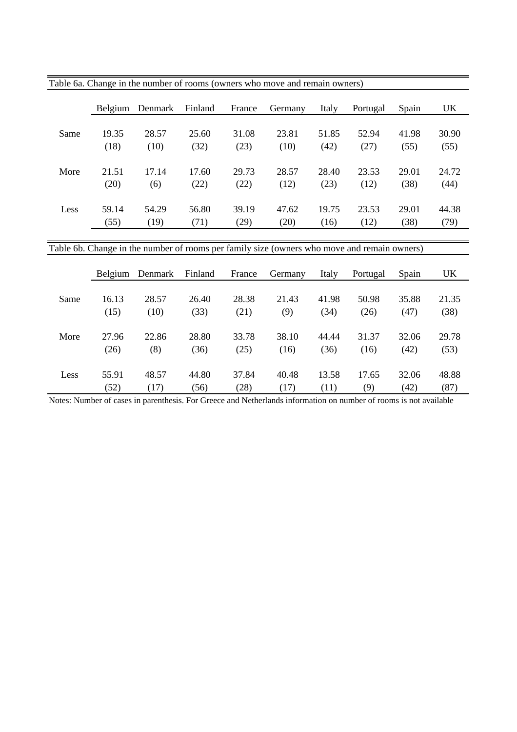Table 6a. Change in the number of rooms (owners who move and remain owners)

| | Belgium | Denmark | Finland | France | Germany | Italy | Portugal | Spain | UK |
|---|---|---|---|---|---|---|---|---|---|
| Same | 19.35 | 28.57 | 25.60 | 31.08 | 23.81 | 51.85 | 52.94 | 41.98 | 30.90 |
| | (18) | (10) | (32) | (23) | (10) | (42) | (27) | (55) | (55) |
| More | 21.51 | 17.14 | 17.60 | 29.73 | 28.57 | 28.40 | 23.53 | 29.01 | 24.72 |
| | (20) | (6) | (22) | (22) | (12) | (23) | (12) | (38) | (44) |
| Less | 59.14 | 54.29 | 56.80 | 39.19 | 47.62 | 19.75 | 23.53 | 29.01 | 44.38 |
| | (55) | (19) | (71) | (29) | (20) | (16) | (12) | (38) | (79) |

Table 6b. Change in the number of rooms per family size (owners who move and remain owners)

| | Belgium | Denmark | Finland | France | Germany | Italy | Portugal | Spain | UK |
|---|---|---|---|---|---|---|---|---|---|
| Same | 16.13 | 28.57 | 26.40 | 28.38 | 21.43 | 41.98 | 50.98 | 35.88 | 21.35 |
| | (15) | (10) | (33) | (21) | (9) | (34) | (26) | (47) | (38) |
| More | 27.96 | 22.86 | 28.80 | 33.78 | 38.10 | 44.44 | 31.37 | 32.06 | 29.78 |
| | (26) | (8) | (36) | (25) | (16) | (36) | (16) | (42) | (53) |
| Less | 55.91 | 48.57 | 44.80 | 37.84 | 40.48 | 13.58 | 17.65 | 32.06 | 48.88 |
| | (52) | (17) | (56) | (28) | (17) | (11) | (9) | (42) | (87) |

Notes: Number of cases in parenthesis. For Greece and Netherlands information on number of rooms is not available